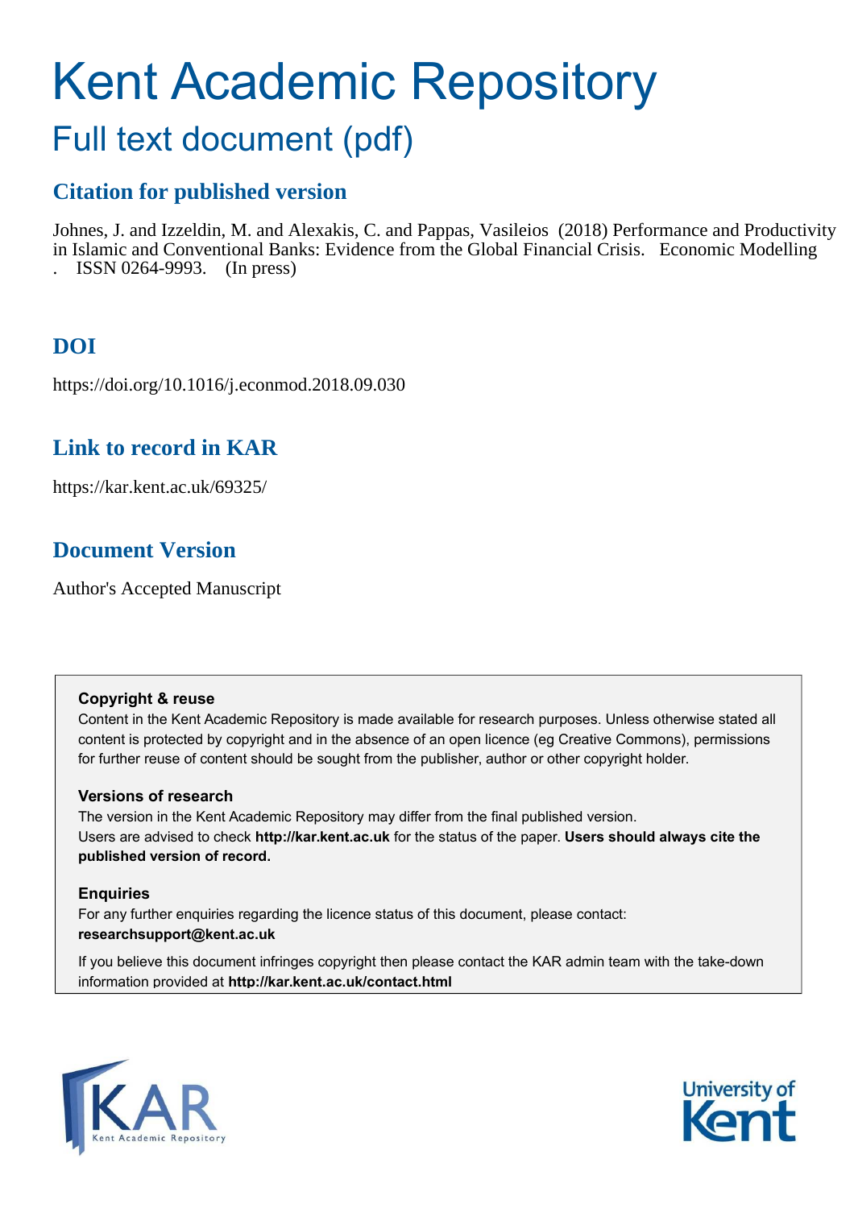# Kent Academic Repository

## Full text document (pdf)

### Citation for published version

Johnes, J. and Izzeldin, M. and Alexakis, C. and Pappas, Vasileios (2018) Performance and Productivity in Islamic and Conventional Banks: Evidence from the Global Financial Crisis. Economic Modelling . ISSN 0264-9993. (In press)

### DOI

https://doi.org/10.1016/j.econmod.2018.09.030

### Link to record in KAR

https://kar.kent.ac.uk/69325/

### Document Version

Author's Accepted Manuscript

**Copyright & reuse**

Content in the Kent Academic Repository is made available for research purposes. Unless otherwise stated all content is protected by copyright and in the absence of an open licence (eg Creative Commons), permissions for further reuse of content should be sought from the publisher, author or other copyright holder.

**Versions of research**

The version in the Kent Academic Repository may differ from the final published version. Users are advised to check **http://kar.kent.ac.uk** for the status of the paper. **Users should always cite the published version of record.**

**Enquiries**

For any further enquiries regarding the licence status of this document, please contact: **researchsupport@kent.ac.uk**

If you believe this document infringes copyright then please contact the KAR admin team with the take-down information provided at **http://kar.kent.ac.uk/contact.html**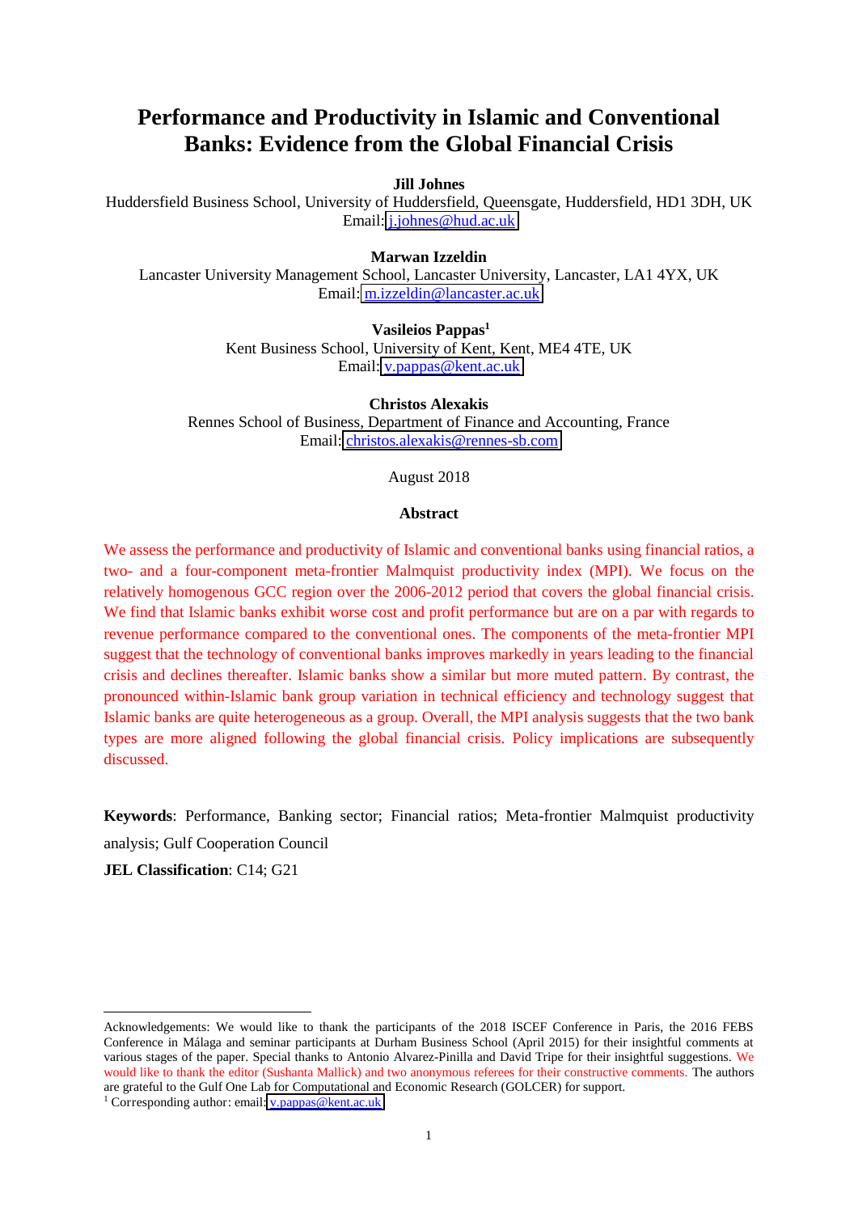# Performance and Productivity in Islamic and Conventional Banks: Evidence from the Global Financial Crisis

**Jill Johnes**
Huddersfield Business School, University of Huddersfield, Queensgate, Huddersfield, HD1 3DH, UK
Email: j.johnes@hud.ac.uk

**Marwan Izzeldin**
Lancaster University Management School, Lancaster University, Lancaster, LA1 4YX, UK
Email: m.izzeldin@lancaster.ac.uk

**Vasileios Pappas**[1]
Kent Business School, University of Kent, Kent, ME4 4TE, UK
Email: v.pappas@kent.ac.uk

**Christos Alexakis**
Rennes School of Business, Department of Finance and Accounting, France
Email: christos.alexakis@rennes-sb.com

August 2018

## Abstract

We assess the performance and productivity of Islamic and conventional banks using financial ratios, a two- and a four-component meta-frontier Malmquist productivity index (MPI). We focus on the relatively homogenous GCC region over the 2006-2012 period that covers the global financial crisis. We find that Islamic banks exhibit worse cost and profit performance but are on a par with regards to revenue performance compared to the conventional ones. The components of the meta-frontier MPI suggest that the technology of conventional banks improves markedly in years leading to the financial crisis and declines thereafter. Islamic banks show a similar but more muted pattern. By contrast, the pronounced within-Islamic bank group variation in technical efficiency and technology suggest that Islamic banks are quite heterogeneous as a group. Overall, the MPI analysis suggests that the two bank types are more aligned following the global financial crisis. Policy implications are subsequently discussed.

**Keywords**: Performance, Banking sector; Financial ratios; Meta-frontier Malmquist productivity analysis; Gulf Cooperation Council

**JEL Classification**: C14; G21

---

Acknowledgements: We would like to thank the participants of the 2018 ISCEF Conference in Paris, the 2016 FEBS Conference in Málaga and seminar participants at Durham Business School (April 2015) for their insightful comments at various stages of the paper. Special thanks to Antonio Alvarez-Pinilla and David Tripe for their insightful suggestions. We would like to thank the editor (Sushanta Mallick) and two anonymous referees for their constructive comments. The authors are grateful to the Gulf One Lab for Computational and Economic Research (GOLCER) for support.

[1] Corresponding author: email: v.pappas@kent.ac.uk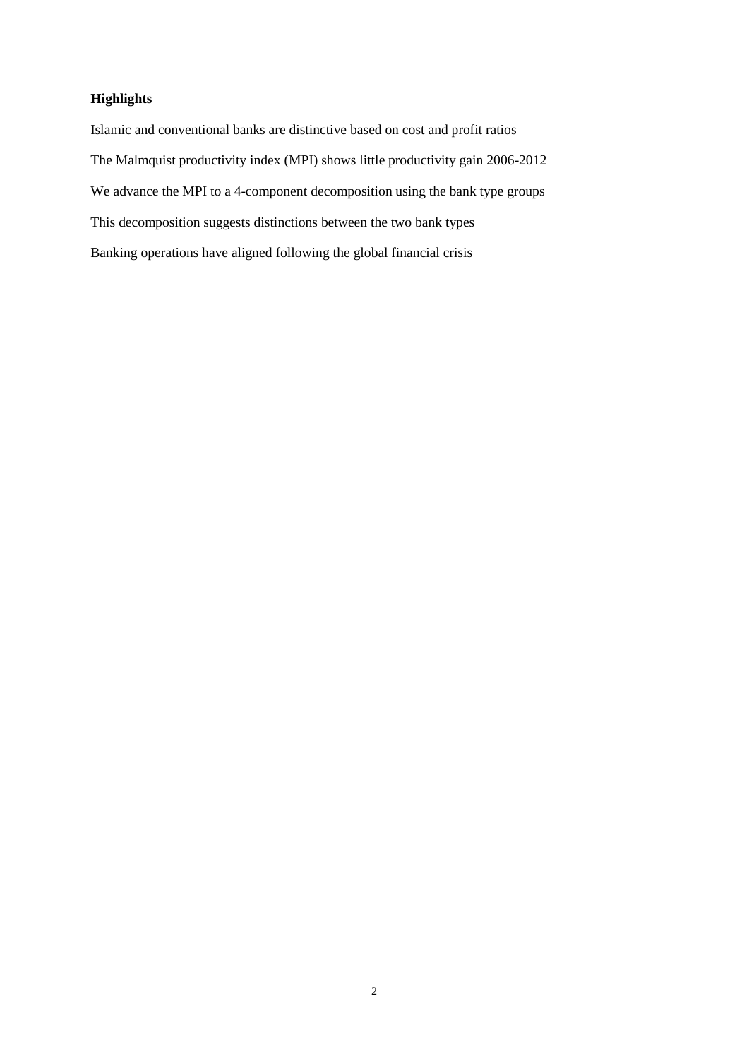**Highlights**

Islamic and conventional banks are distinctive based on cost and profit ratios

The Malmquist productivity index (MPI) shows little productivity gain 2006-2012

We advance the MPI to a 4-component decomposition using the bank type groups

This decomposition suggests distinctions between the two bank types

Banking operations have aligned following the global financial crisis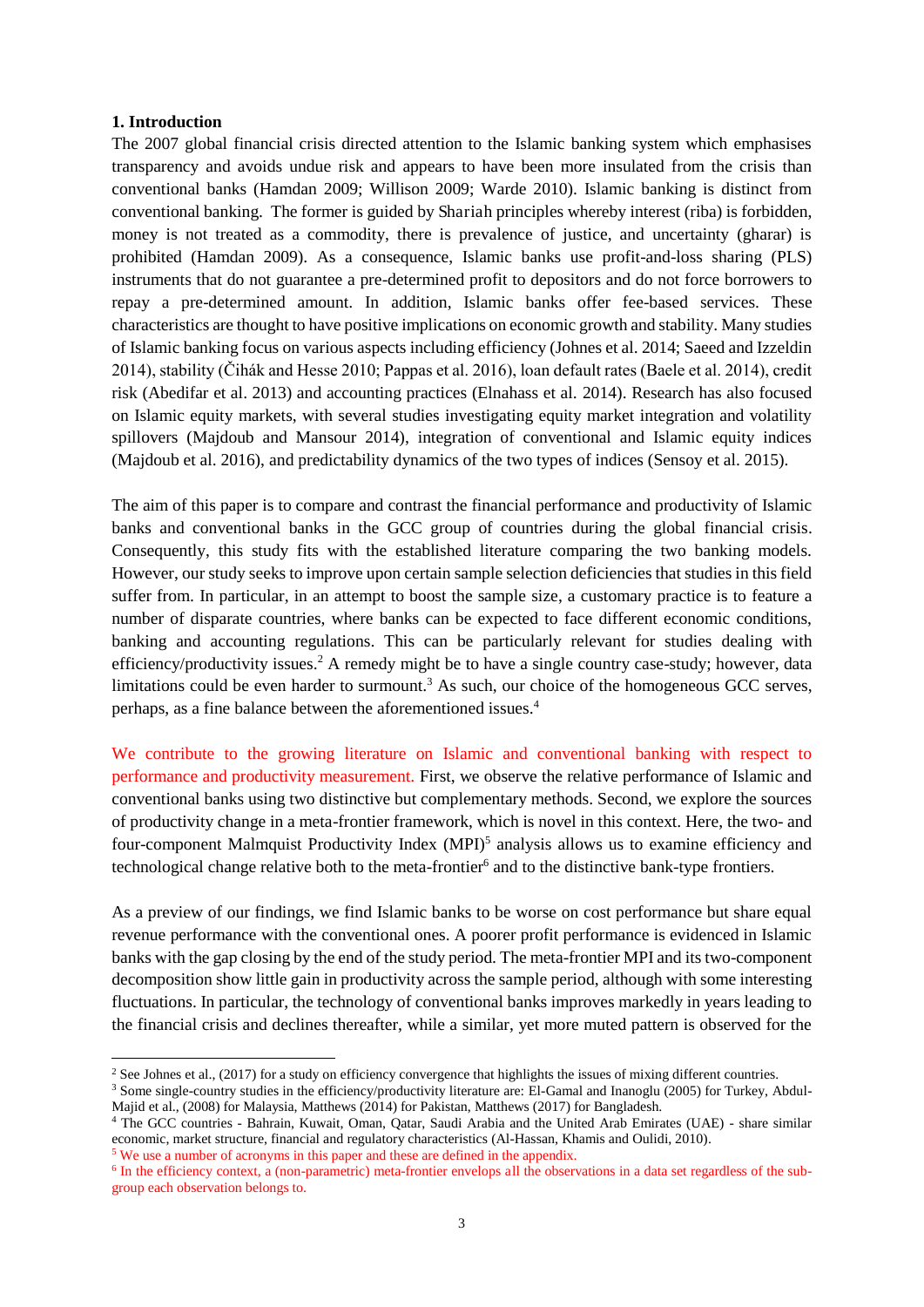## 1. Introduction

The 2007 global financial crisis directed attention to the Islamic banking system which emphasises transparency and avoids undue risk and appears to have been more insulated from the crisis than conventional banks (Hamdan 2009; Willison 2009; Warde 2010). Islamic banking is distinct from conventional banking. The former is guided by Shariah principles whereby interest (riba) is forbidden, money is not treated as a commodity, there is prevalence of justice, and uncertainty (gharar) is prohibited (Hamdan 2009). As a consequence, Islamic banks use profit-and-loss sharing (PLS) instruments that do not guarantee a pre-determined profit to depositors and do not force borrowers to repay a pre-determined amount. In addition, Islamic banks offer fee-based services. These characteristics are thought to have positive implications on economic growth and stability. Many studies of Islamic banking focus on various aspects including efficiency (Johnes et al. 2014; Saeed and Izzeldin 2014), stability (Čihák and Hesse 2010; Pappas et al. 2016), loan default rates (Baele et al. 2014), credit risk (Abedifar et al. 2013) and accounting practices (Elnahass et al. 2014). Research has also focused on Islamic equity markets, with several studies investigating equity market integration and volatility spillovers (Majdoub and Mansour 2014), integration of conventional and Islamic equity indices (Majdoub et al. 2016), and predictability dynamics of the two types of indices (Sensoy et al. 2015).

The aim of this paper is to compare and contrast the financial performance and productivity of Islamic banks and conventional banks in the GCC group of countries during the global financial crisis. Consequently, this study fits with the established literature comparing the two banking models. However, our study seeks to improve upon certain sample selection deficiencies that studies in this field suffer from. In particular, in an attempt to boost the sample size, a customary practice is to feature a number of disparate countries, where banks can be expected to face different economic conditions, banking and accounting regulations. This can be particularly relevant for studies dealing with efficiency/productivity issues.[2] A remedy might be to have a single country case-study; however, data limitations could be even harder to surmount.[3] As such, our choice of the homogeneous GCC serves, perhaps, as a fine balance between the aforementioned issues.[4]

We contribute to the growing literature on Islamic and conventional banking with respect to performance and productivity measurement. First, we observe the relative performance of Islamic and conventional banks using two distinctive but complementary methods. Second, we explore the sources of productivity change in a meta-frontier framework, which is novel in this context. Here, the two- and four-component Malmquist Productivity Index (MPI)[5] analysis allows us to examine efficiency and technological change relative both to the meta-frontier[6] and to the distinctive bank-type frontiers.

As a preview of our findings, we find Islamic banks to be worse on cost performance but share equal revenue performance with the conventional ones. A poorer profit performance is evidenced in Islamic banks with the gap closing by the end of the study period. The meta-frontier MPI and its two-component decomposition show little gain in productivity across the sample period, although with some interesting fluctuations. In particular, the technology of conventional banks improves markedly in years leading to the financial crisis and declines thereafter, while a similar, yet more muted pattern is observed for the

---

[2] See Johnes et al., (2017) for a study on efficiency convergence that highlights the issues of mixing different countries.

[3] Some single-country studies in the efficiency/productivity literature are: El-Gamal and Inanoglu (2005) for Turkey, Abdul-Majid et al., (2008) for Malaysia, Matthews (2014) for Pakistan, Matthews (2017) for Bangladesh.

[4] The GCC countries - Bahrain, Kuwait, Oman, Qatar, Saudi Arabia and the United Arab Emirates (UAE) - share similar economic, market structure, financial and regulatory characteristics (Al-Hassan, Khamis and Oulidi, 2010).

[5] We use a number of acronyms in this paper and these are defined in the appendix.

[6] In the efficiency context, a (non-parametric) meta-frontier envelops all the observations in a data set regardless of the sub-group each observation belongs to.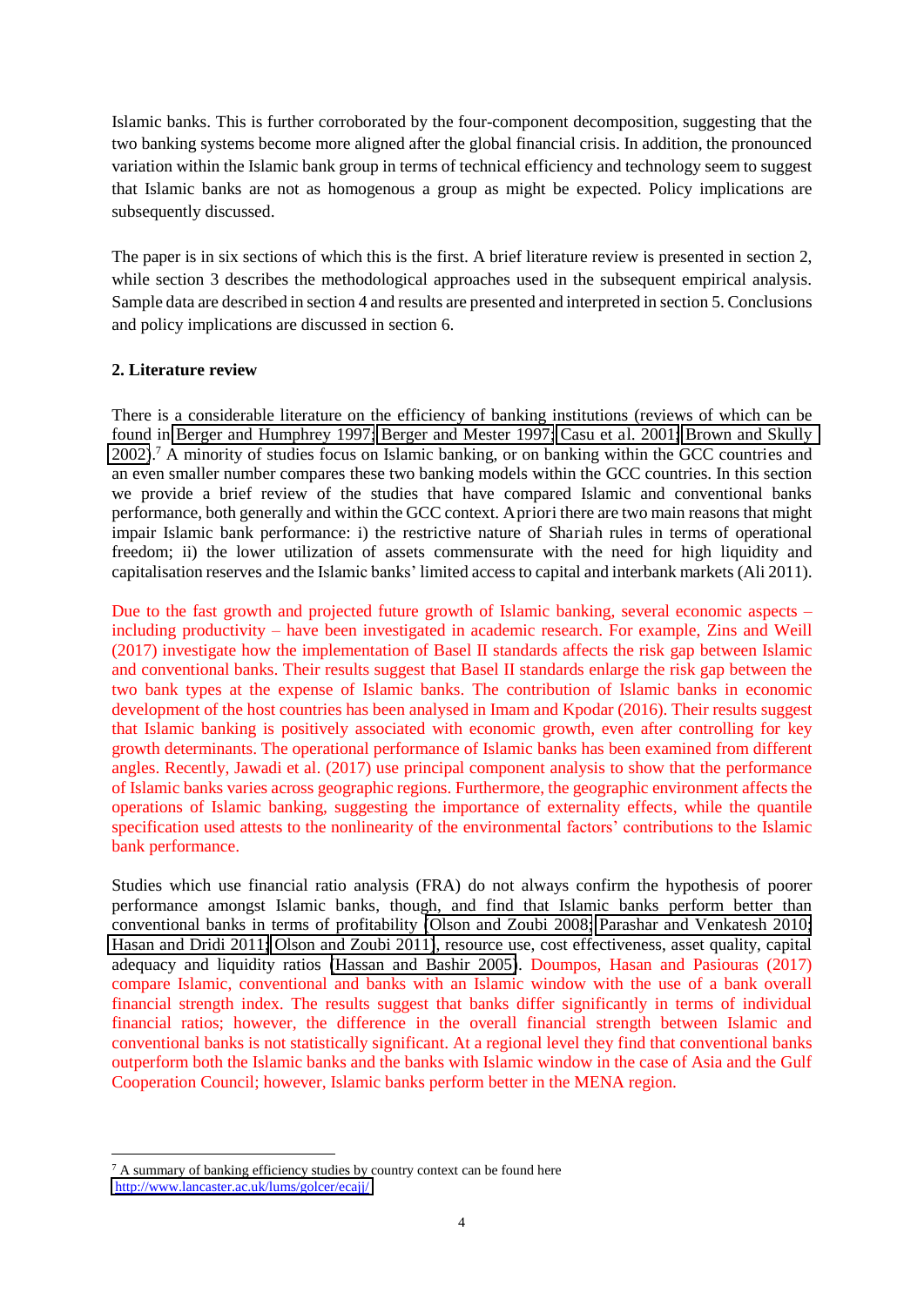Islamic banks. This is further corroborated by the four-component decomposition, suggesting that the two banking systems become more aligned after the global financial crisis. In addition, the pronounced variation within the Islamic bank group in terms of technical efficiency and technology seem to suggest that Islamic banks are not as homogenous a group as might be expected. Policy implications are subsequently discussed.

The paper is in six sections of which this is the first. A brief literature review is presented in section 2, while section 3 describes the methodological approaches used in the subsequent empirical analysis. Sample data are described in section 4 and results are presented and interpreted in section 5. Conclusions and policy implications are discussed in section 6.

## 2. Literature review

There is a considerable literature on the efficiency of banking institutions (reviews of which can be found in Berger and Humphrey 1997; Berger and Mester 1997; Casu et al. 2001; Brown and Skully 2002).[7] A minority of studies focus on Islamic banking, or on banking within the GCC countries and an even smaller number compares these two banking models within the GCC countries. In this section we provide a brief review of the studies that have compared Islamic and conventional banks performance, both generally and within the GCC context. A priori there are two main reasons that might impair Islamic bank performance: i) the restrictive nature of Shariah rules in terms of operational freedom; ii) the lower utilization of assets commensurate with the need for high liquidity and capitalisation reserves and the Islamic banks' limited access to capital and interbank markets (Ali 2011).

Due to the fast growth and projected future growth of Islamic banking, several economic aspects – including productivity – have been investigated in academic research. For example, Zins and Weill (2017) investigate how the implementation of Basel II standards affects the risk gap between Islamic and conventional banks. Their results suggest that Basel II standards enlarge the risk gap between the two bank types at the expense of Islamic banks. The contribution of Islamic banks in economic development of the host countries has been analysed in Imam and Kpodar (2016). Their results suggest that Islamic banking is positively associated with economic growth, even after controlling for key growth determinants. The operational performance of Islamic banks has been examined from different angles. Recently, Jawadi et al. (2017) use principal component analysis to show that the performance of Islamic banks varies across geographic regions. Furthermore, the geographic environment affects the operations of Islamic banking, suggesting the importance of externality effects, while the quantile specification used attests to the nonlinearity of the environmental factors' contributions to the Islamic bank performance.

Studies which use financial ratio analysis (FRA) do not always confirm the hypothesis of poorer performance amongst Islamic banks, though, and find that Islamic banks perform better than conventional banks in terms of profitability (Olson and Zoubi 2008; Parashar and Venkatesh 2010; Hasan and Dridi 2011; Olson and Zoubi 2011), resource use, cost effectiveness, asset quality, capital adequacy and liquidity ratios (Hassan and Bashir 2005). Doumpos, Hasan and Pasiouras (2017) compare Islamic, conventional and banks with an Islamic window with the use of a bank overall financial strength index. The results suggest that banks differ significantly in terms of individual financial ratios; however, the difference in the overall financial strength between Islamic and conventional banks is not statistically significant. At a regional level they find that conventional banks outperform both the Islamic banks and the banks with Islamic window in the case of Asia and the Gulf Cooperation Council; however, Islamic banks perform better in the MENA region.

---

[7] A summary of banking efficiency studies by country context can be found here http://www.lancaster.ac.uk/lums/golcer/ecajj/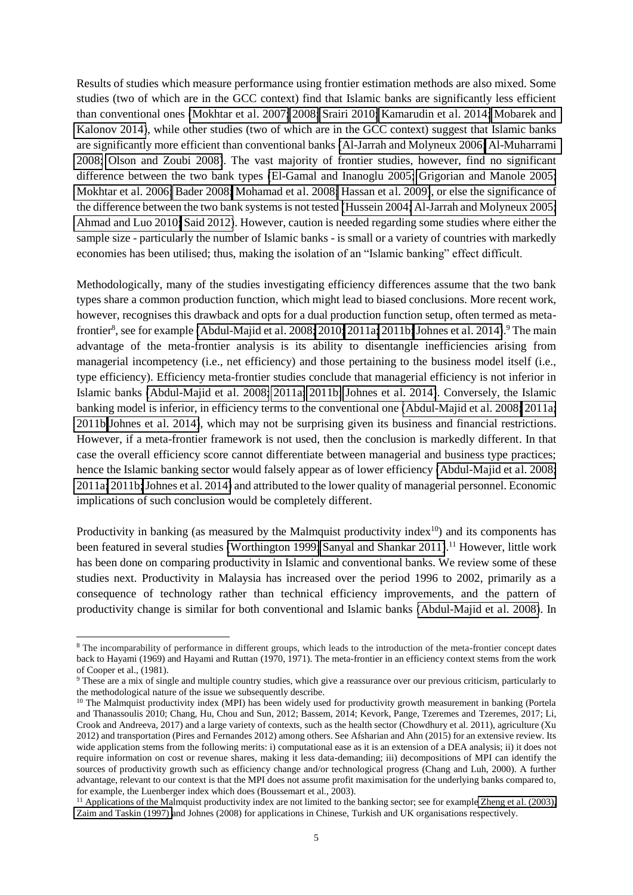Results of studies which measure performance using frontier estimation methods are also mixed. Some studies (two of which are in the GCC context) find that Islamic banks are significantly less efficient than conventional ones (Mokhtar et al. 2007; 2008; Srairi 2010; Kamarudin et al. 2014; Mobarek and Kalonov 2014), while other studies (two of which are in the GCC context) suggest that Islamic banks are significantly more efficient than conventional banks (Al-Jarrah and Molyneux 2006; Al-Muharrami 2008; Olson and Zoubi 2008). The vast majority of frontier studies, however, find no significant difference between the two bank types (El-Gamal and Inanoglu 2005; Grigorian and Manole 2005; Mokhtar et al. 2006; Bader 2008; Mohamad et al. 2008; Hassan et al. 2009), or else the significance of the difference between the two bank systems is not tested (Hussein 2004; Al-Jarrah and Molyneux 2005; Ahmad and Luo 2010; Said 2012). However, caution is needed regarding some studies where either the sample size - particularly the number of Islamic banks - is small or a variety of countries with markedly economies has been utilised; thus, making the isolation of an "Islamic banking" effect difficult.

Methodologically, many of the studies investigating efficiency differences assume that the two bank types share a common production function, which might lead to biased conclusions. More recent work, however, recognises this drawback and opts for a dual production function setup, often termed as meta-frontier[8], see for example (Abdul-Majid et al. 2008; 2010; 2011a; 2011b; Johnes et al. 2014).[9] The main advantage of the meta-frontier analysis is its ability to disentangle inefficiencies arising from managerial incompetency (i.e., net efficiency) and those pertaining to the business model itself (i.e., type efficiency). Efficiency meta-frontier studies conclude that managerial efficiency is not inferior in Islamic banks (Abdul-Majid et al. 2008; 2011a; 2011b; Johnes et al. 2014). Conversely, the Islamic banking model is inferior, in efficiency terms to the conventional one (Abdul-Majid et al. 2008; 2011a; 2011b Johnes et al. 2014), which may not be surprising given its business and financial restrictions. However, if a meta-frontier framework is not used, then the conclusion is markedly different. In that case the overall efficiency score cannot differentiate between managerial and business type practices; hence the Islamic banking sector would falsely appear as of lower efficiency (Abdul-Majid et al. 2008; 2011a; 2011b; Johnes et al. 2014) and attributed to the lower quality of managerial personnel. Economic implications of such conclusion would be completely different.

Productivity in banking (as measured by the Malmquist productivity index[10]) and its components has been featured in several studies (Worthington 1999; Sanyal and Shankar 2011).[11] However, little work has been done on comparing productivity in Islamic and conventional banks. We review some of these studies next. Productivity in Malaysia has increased over the period 1996 to 2002, primarily as a consequence of technology rather than technical efficiency improvements, and the pattern of productivity change is similar for both conventional and Islamic banks (Abdul-Majid et al. 2008). In

---

[8] The incomparability of performance in different groups, which leads to the introduction of the meta-frontier concept dates back to Hayami (1969) and Hayami and Ruttan (1970, 1971). The meta-frontier in an efficiency context stems from the work of Cooper et al., (1981).

[9] These are a mix of single and multiple country studies, which give a reassurance over our previous criticism, particularly to the methodological nature of the issue we subsequently describe.

[10] The Malmquist productivity index (MPI) has been widely used for productivity growth measurement in banking (Portela and Thanassoulis 2010; Chang, Hu, Chou and Sun, 2012; Bassem, 2014; Kevork, Pange, Tzeremes and Tzeremes, 2017; Li, Crook and Andreeva, 2017) and a large variety of contexts, such as the health sector (Chowdhury et al. 2011), agriculture (Xu 2012) and transportation (Pires and Fernandes 2012) among others. See Afsharian and Ahn (2015) for an extensive review. Its wide application stems from the following merits: i) computational ease as it is an extension of a DEA analysis; ii) it does not require information on cost or revenue shares, making it less data-demanding; iii) decompositions of MPI can identify the sources of productivity growth such as efficiency change and/or technological progress (Chang and Luh, 2000). A further advantage, relevant to our context is that the MPI does not assume profit maximisation for the underlying banks compared to, for example, the Luenberger index which does (Boussemart et al., 2003).

[11] Applications of the Malmquist productivity index are not limited to the banking sector; see for example Zheng et al. (2003), Zaim and Taskin (1997) and Johnes (2008) for applications in Chinese, Turkish and UK organisations respectively.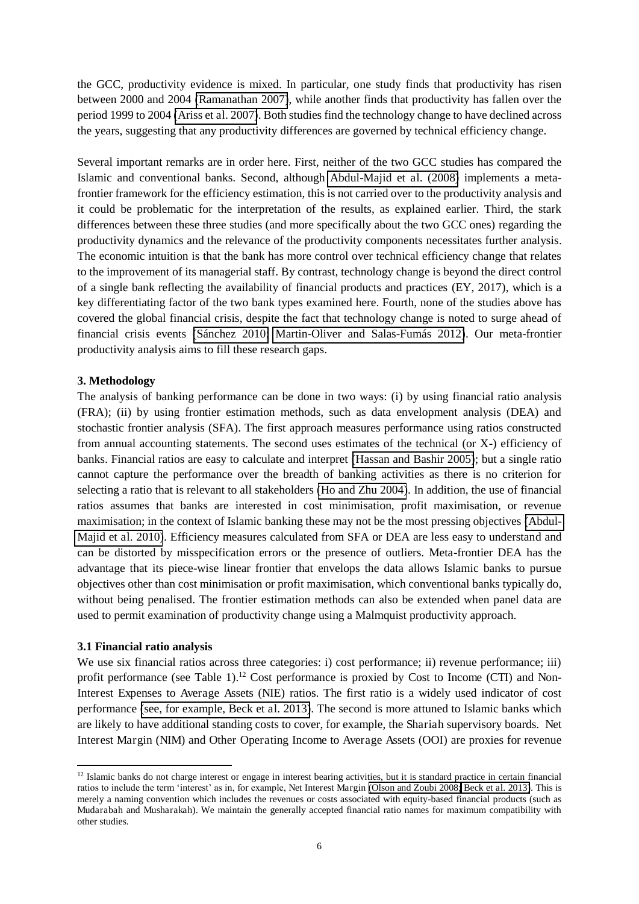the GCC, productivity evidence is mixed. In particular, one study finds that productivity has risen between 2000 and 2004 (Ramanathan 2007), while another finds that productivity has fallen over the period 1999 to 2004 (Ariss et al. 2007). Both studies find the technology change to have declined across the years, suggesting that any productivity differences are governed by technical efficiency change.

Several important remarks are in order here. First, neither of the two GCC studies has compared the Islamic and conventional banks. Second, although Abdul-Majid et al. (2008) implements a meta-frontier framework for the efficiency estimation, this is not carried over to the productivity analysis and it could be problematic for the interpretation of the results, as explained earlier. Third, the stark differences between these three studies (and more specifically about the two GCC ones) regarding the productivity dynamics and the relevance of the productivity components necessitates further analysis. The economic intuition is that the bank has more control over technical efficiency change that relates to the improvement of its managerial staff. By contrast, technology change is beyond the direct control of a single bank reflecting the availability of financial products and practices (EY, 2017), which is a key differentiating factor of the two bank types examined here. Fourth, none of the studies above has covered the global financial crisis, despite the fact that technology change is noted to surge ahead of financial crisis events (Sánchez 2010; Martin-Oliver and Salas-Fumás 2012). Our meta-frontier productivity analysis aims to fill these research gaps.

### 3. Methodology

The analysis of banking performance can be done in two ways: (i) by using financial ratio analysis (FRA); (ii) by using frontier estimation methods, such as data envelopment analysis (DEA) and stochastic frontier analysis (SFA). The first approach measures performance using ratios constructed from annual accounting statements. The second uses estimates of the technical (or X-) efficiency of banks. Financial ratios are easy to calculate and interpret (Hassan and Bashir 2005); but a single ratio cannot capture the performance over the breadth of banking activities as there is no criterion for selecting a ratio that is relevant to all stakeholders (Ho and Zhu 2004). In addition, the use of financial ratios assumes that banks are interested in cost minimisation, profit maximisation, or revenue maximisation; in the context of Islamic banking these may not be the most pressing objectives (Abdul-Majid et al. 2010). Efficiency measures calculated from SFA or DEA are less easy to understand and can be distorted by misspecification errors or the presence of outliers. Meta-frontier DEA has the advantage that its piece-wise linear frontier that envelops the data allows Islamic banks to pursue objectives other than cost minimisation or profit maximisation, which conventional banks typically do, without being penalised. The frontier estimation methods can also be extended when panel data are used to permit examination of productivity change using a Malmquist productivity approach.

#### 3.1 Financial ratio analysis

We use six financial ratios across three categories: i) cost performance; ii) revenue performance; iii) profit performance (see Table 1).[12] Cost performance is proxied by Cost to Income (CTI) and Non-Interest Expenses to Average Assets (NIE) ratios. The first ratio is a widely used indicator of cost performance (see, for example, Beck et al. 2013). The second is more attuned to Islamic banks which are likely to have additional standing costs to cover, for example, the Shariah supervisory boards. Net Interest Margin (NIM) and Other Operating Income to Average Assets (OOI) are proxies for revenue

[12] Islamic banks do not charge interest or engage in interest bearing activities, but it is standard practice in certain financial ratios to include the term 'interest' as in, for example, Net Interest Margin (Olson and Zoubi 2008; Beck et al. 2013). This is merely a naming convention which includes the revenues or costs associated with equity-based financial products (such as Mudarabah and Musharakah). We maintain the generally accepted financial ratio names for maximum compatibility with other studies.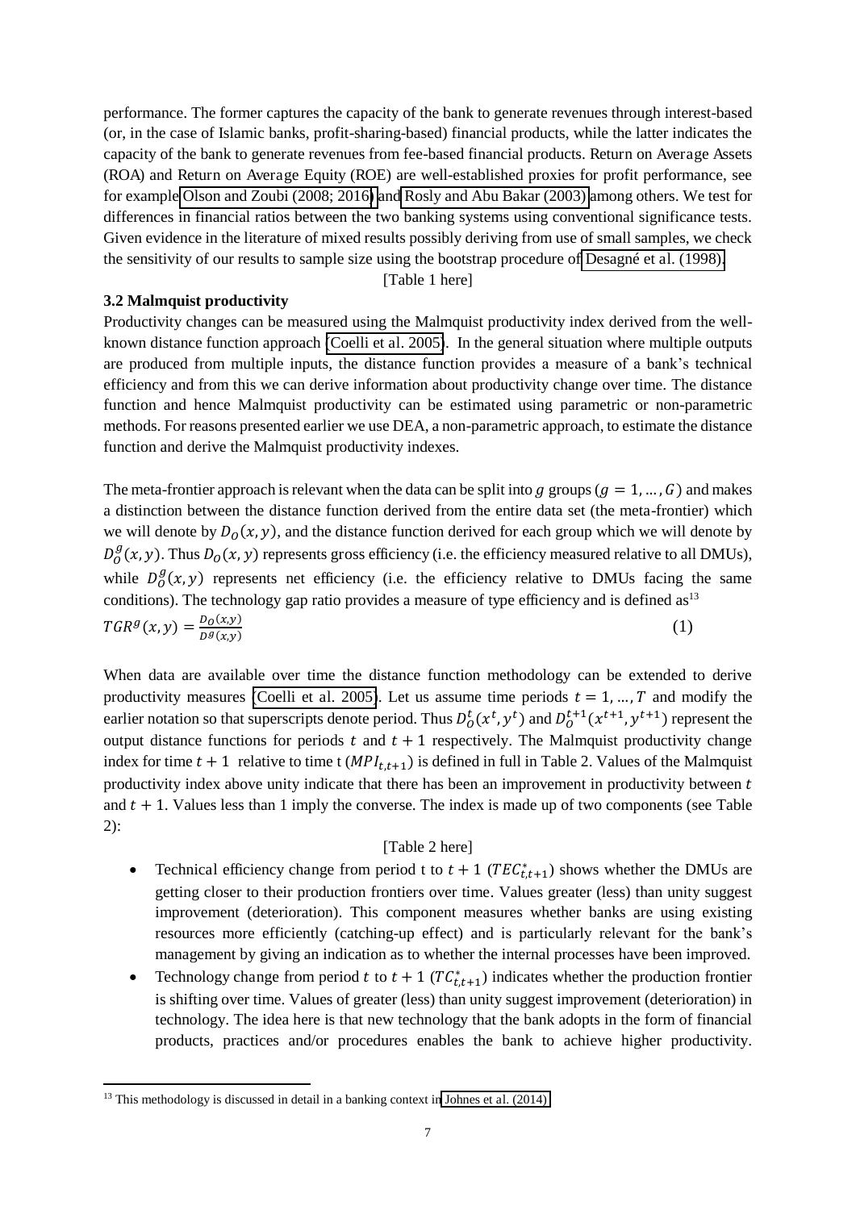performance. The former captures the capacity of the bank to generate revenues through interest-based (or, in the case of Islamic banks, profit-sharing-based) financial products, while the latter indicates the capacity of the bank to generate revenues from fee-based financial products. Return on Average Assets (ROA) and Return on Average Equity (ROE) are well-established proxies for profit performance, see for example Olson and Zoubi (2008; 2016) and Rosly and Abu Bakar (2003) among others. We test for differences in financial ratios between the two banking systems using conventional significance tests. Given evidence in the literature of mixed results possibly deriving from use of small samples, we check the sensitivity of our results to sample size using the bootstrap procedure of Desagné et al. (1998).

[Table 1 here]

### 3.2 Malmquist productivity

Productivity changes can be measured using the Malmquist productivity index derived from the well-known distance function approach (Coelli et al. 2005). In the general situation where multiple outputs are produced from multiple inputs, the distance function provides a measure of a bank's technical efficiency and from this we can derive information about productivity change over time. The distance function and hence Malmquist productivity can be estimated using parametric or non-parametric methods. For reasons presented earlier we use DEA, a non-parametric approach, to estimate the distance function and derive the Malmquist productivity indexes.

The meta-frontier approach is relevant when the data can be split into $g$ groups ($g = 1, \ldots, G$) and makes a distinction between the distance function derived from the entire data set (the meta-frontier) which we will denote by $D_O(x, y)$, and the distance function derived for each group which we will denote by $D_O^g(x, y)$. Thus $D_O(x, y)$ represents gross efficiency (i.e. the efficiency measured relative to all DMUs), while $D_O^g(x, y)$ represents net efficiency (i.e. the efficiency relative to DMUs facing the same conditions). The technology gap ratio provides a measure of type efficiency and is defined as[13]

$$TGR^g(x, y) = \frac{D_O(x,y)}{D^g(x,y)} \tag{1}$$

When data are available over time the distance function methodology can be extended to derive productivity measures (Coelli et al. 2005). Let us assume time periods $t = 1, \ldots, T$ and modify the earlier notation so that superscripts denote period. Thus $D_O^t(x^t, y^t)$ and $D_O^{t+1}(x^{t+1}, y^{t+1})$ represent the output distance functions for periods $t$ and $t + 1$ respectively. The Malmquist productivity change index for time $t + 1$ relative to time t ($MPI_{t,t+1}$) is defined in full in Table 2. Values of the Malmquist productivity index above unity indicate that there has been an improvement in productivity between $t$ and $t + 1$. Values less than 1 imply the converse. The index is made up of two components (see Table 2):

[Table 2 here]

- Technical efficiency change from period t to $t + 1$ ($TEC^*_{t,t+1}$) shows whether the DMUs are getting closer to their production frontiers over time. Values greater (less) than unity suggest improvement (deterioration). This component measures whether banks are using existing resources more efficiently (catching-up effect) and is particularly relevant for the bank's management by giving an indication as to whether the internal processes have been improved.
- Technology change from period $t$ to $t + 1$ ($TC^*_{t,t+1}$) indicates whether the production frontier is shifting over time. Values of greater (less) than unity suggest improvement (deterioration) in technology. The idea here is that new technology that the bank adopts in the form of financial products, practices and/or procedures enables the bank to achieve higher productivity.

[13] This methodology is discussed in detail in a banking context in Johnes et al. (2014).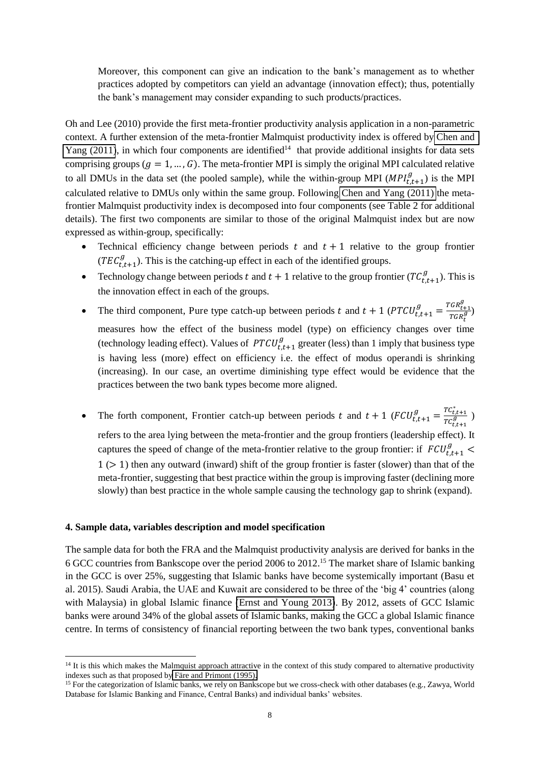Moreover, this component can give an indication to the bank's management as to whether practices adopted by competitors can yield an advantage (innovation effect); thus, potentially the bank's management may consider expanding to such products/practices.

Oh and Lee (2010) provide the first meta-frontier productivity analysis application in a non-parametric context. A further extension of the meta-frontier Malmquist productivity index is offered by Chen and Yang (2011), in which four components are identified[14] that provide additional insights for data sets comprising groups ($g = 1, \ldots, G$). The meta-frontier MPI is simply the original MPI calculated relative to all DMUs in the data set (the pooled sample), while the within-group MPI ($MPI^{g}_{t,t+1}$) is the MPI calculated relative to DMUs only within the same group. Following Chen and Yang (2011) the meta-frontier Malmquist productivity index is decomposed into four components (see Table 2 for additional details). The first two components are similar to those of the original Malmquist index but are now expressed as within-group, specifically:

- Technical efficiency change between periods $t$ and $t + 1$ relative to the group frontier ($TEC^{g}_{t,t+1}$). This is the catching-up effect in each of the identified groups.
- Technology change between periods $t$ and $t + 1$ relative to the group frontier ($TC^{g}_{t,t+1}$). This is the innovation effect in each of the groups.
- The third component, Pure type catch-up between periods $t$ and $t + 1$ ($PTCU^{g}_{t,t+1} = \frac{TGR^{g}_{t+1}}{TGR^{g}_{t}}$) measures how the effect of the business model (type) on efficiency changes over time (technology leading effect). Values of $PTCU^{g}_{t,t+1}$ greater (less) than 1 imply that business type is having less (more) effect on efficiency i.e. the effect of modus operandi is shrinking (increasing). In our case, an overtime diminishing type effect would be evidence that the practices between the two bank types become more aligned.
- The forth component, Frontier catch-up between periods $t$ and $t + 1$ ($FCU^{g}_{t,t+1} = \frac{TC^{*}_{t,t+1}}{TC^{g}_{t,t+1}}$) refers to the area lying between the meta-frontier and the group frontiers (leadership effect). It captures the speed of change of the meta-frontier relative to the group frontier: if $FCU^{g}_{t,t+1} < 1$ ($> 1$) then any outward (inward) shift of the group frontier is faster (slower) than that of the meta-frontier, suggesting that best practice within the group is improving faster (declining more slowly) than best practice in the whole sample causing the technology gap to shrink (expand).

## 4. Sample data, variables description and model specification

The sample data for both the FRA and the Malmquist productivity analysis are derived for banks in the 6 GCC countries from Bankscope over the period 2006 to 2012.[15] The market share of Islamic banking in the GCC is over 25%, suggesting that Islamic banks have become systemically important (Basu et al. 2015). Saudi Arabia, the UAE and Kuwait are considered to be three of the 'big 4' countries (along with Malaysia) in global Islamic finance (Ernst and Young 2013). By 2012, assets of GCC Islamic banks were around 34% of the global assets of Islamic banks, making the GCC a global Islamic finance centre. In terms of consistency of financial reporting between the two bank types, conventional banks

[14] It is this which makes the Malmquist approach attractive in the context of this study compared to alternative productivity indexes such as that proposed by Färe and Primont (1995).

[15] For the categorization of Islamic banks, we rely on Bankscope but we cross-check with other databases (e.g., Zawya, World Database for Islamic Banking and Finance, Central Banks) and individual banks' websites.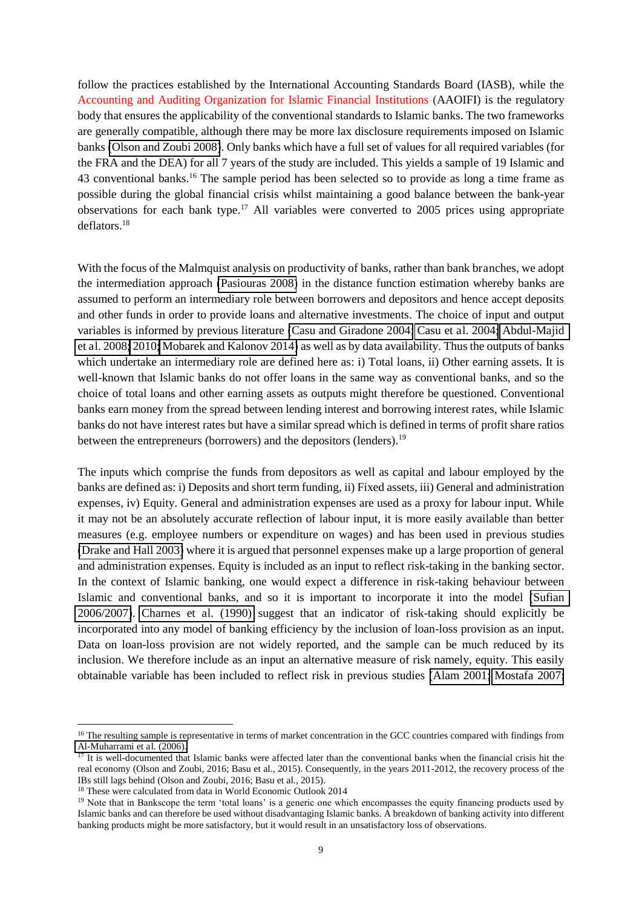follow the practices established by the International Accounting Standards Board (IASB), while the Accounting and Auditing Organization for Islamic Financial Institutions (AAOIFI) is the regulatory body that ensures the applicability of the conventional standards to Islamic banks. The two frameworks are generally compatible, although there may be more lax disclosure requirements imposed on Islamic banks (Olson and Zoubi 2008). Only banks which have a full set of values for all required variables (for the FRA and the DEA) for all 7 years of the study are included. This yields a sample of 19 Islamic and 43 conventional banks.[16] The sample period has been selected so to provide as long a time frame as possible during the global financial crisis whilst maintaining a good balance between the bank-year observations for each bank type.[17] All variables were converted to 2005 prices using appropriate deflators.[18]

With the focus of the Malmquist analysis on productivity of banks, rather than bank branches, we adopt the intermediation approach (Pasiouras 2008) in the distance function estimation whereby banks are assumed to perform an intermediary role between borrowers and depositors and hence accept deposits and other funds in order to provide loans and alternative investments. The choice of input and output variables is informed by previous literature (Casu and Giradone 2004; Casu et al. 2004; Abdul-Majid et al. 2008; 2010; Mobarek and Kalonov 2014) as well as by data availability. Thus the outputs of banks which undertake an intermediary role are defined here as: i) Total loans, ii) Other earning assets. It is well-known that Islamic banks do not offer loans in the same way as conventional banks, and so the choice of total loans and other earning assets as outputs might therefore be questioned. Conventional banks earn money from the spread between lending interest and borrowing interest rates, while Islamic banks do not have interest rates but have a similar spread which is defined in terms of profit share ratios between the entrepreneurs (borrowers) and the depositors (lenders).[19]

The inputs which comprise the funds from depositors as well as capital and labour employed by the banks are defined as: i) Deposits and short term funding, ii) Fixed assets, iii) General and administration expenses, iv) Equity. General and administration expenses are used as a proxy for labour input. While it may not be an absolutely accurate reflection of labour input, it is more easily available than better measures (e.g. employee numbers or expenditure on wages) and has been used in previous studies (Drake and Hall 2003) where it is argued that personnel expenses make up a large proportion of general and administration expenses. Equity is included as an input to reflect risk-taking in the banking sector. In the context of Islamic banking, one would expect a difference in risk-taking behaviour between Islamic and conventional banks, and so it is important to incorporate it into the model (Sufian 2006/2007). Charnes et al. (1990) suggest that an indicator of risk-taking should explicitly be incorporated into any model of banking efficiency by the inclusion of loan-loss provision as an input. Data on loan-loss provision are not widely reported, and the sample can be much reduced by its inclusion. We therefore include as an input an alternative measure of risk namely, equity. This easily obtainable variable has been included to reflect risk in previous studies (Alam 2001; Mostafa 2007;

---

[16] The resulting sample is representative in terms of market concentration in the GCC countries compared with findings from Al-Muharrami et al. (2006).

[17] It is well-documented that Islamic banks were affected later than the conventional banks when the financial crisis hit the real economy (Olson and Zoubi, 2016; Basu et al., 2015). Consequently, in the years 2011-2012, the recovery process of the IBs still lags behind (Olson and Zoubi, 2016; Basu et al., 2015).

[18] These were calculated from data in World Economic Outlook 2014

[19] Note that in Bankscope the term 'total loans' is a generic one which encompasses the equity financing products used by Islamic banks and can therefore be used without disadvantaging Islamic banks. A breakdown of banking activity into different banking products might be more satisfactory, but it would result in an unsatisfactory loss of observations.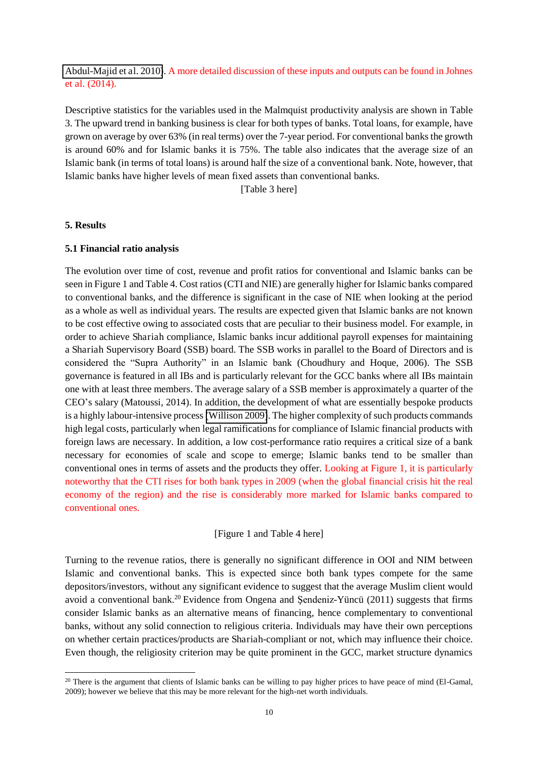Abdul-Majid et al. 2010). A more detailed discussion of these inputs and outputs can be found in Johnes et al. (2014).

Descriptive statistics for the variables used in the Malmquist productivity analysis are shown in Table 3. The upward trend in banking business is clear for both types of banks. Total loans, for example, have grown on average by over 63% (in real terms) over the 7-year period. For conventional banks the growth is around 60% and for Islamic banks it is 75%. The table also indicates that the average size of an Islamic bank (in terms of total loans) is around half the size of a conventional bank. Note, however, that Islamic banks have higher levels of mean fixed assets than conventional banks.

[Table 3 here]

## 5. Results

### 5.1 Financial ratio analysis

The evolution over time of cost, revenue and profit ratios for conventional and Islamic banks can be seen in Figure 1 and Table 4. Cost ratios (CTI and NIE) are generally higher for Islamic banks compared to conventional banks, and the difference is significant in the case of NIE when looking at the period as a whole as well as individual years. The results are expected given that Islamic banks are not known to be cost effective owing to associated costs that are peculiar to their business model. For example, in order to achieve Shariah compliance, Islamic banks incur additional payroll expenses for maintaining a Shariah Supervisory Board (SSB) board. The SSB works in parallel to the Board of Directors and is considered the "Supra Authority" in an Islamic bank (Choudhury and Hoque, 2006). The SSB governance is featured in all IBs and is particularly relevant for the GCC banks where all IBs maintain one with at least three members. The average salary of a SSB member is approximately a quarter of the CEO's salary (Matoussi, 2014). In addition, the development of what are essentially bespoke products is a highly labour-intensive process (Willison 2009). The higher complexity of such products commands high legal costs, particularly when legal ramifications for compliance of Islamic financial products with foreign laws are necessary. In addition, a low cost-performance ratio requires a critical size of a bank necessary for economies of scale and scope to emerge; Islamic banks tend to be smaller than conventional ones in terms of assets and the products they offer. Looking at Figure 1, it is particularly noteworthy that the CTI rises for both bank types in 2009 (when the global financial crisis hit the real economy of the region) and the rise is considerably more marked for Islamic banks compared to conventional ones.

[Figure 1 and Table 4 here]

Turning to the revenue ratios, there is generally no significant difference in OOI and NIM between Islamic and conventional banks. This is expected since both bank types compete for the same depositors/investors, without any significant evidence to suggest that the average Muslim client would avoid a conventional bank.[20] Evidence from Ongena and Şendeniz-Yüncü (2011) suggests that firms consider Islamic banks as an alternative means of financing, hence complementary to conventional banks, without any solid connection to religious criteria. Individuals may have their own perceptions on whether certain practices/products are Shariah-compliant or not, which may influence their choice. Even though, the religiosity criterion may be quite prominent in the GCC, market structure dynamics

[20] There is the argument that clients of Islamic banks can be willing to pay higher prices to have peace of mind (El-Gamal, 2009); however we believe that this may be more relevant for the high-net worth individuals.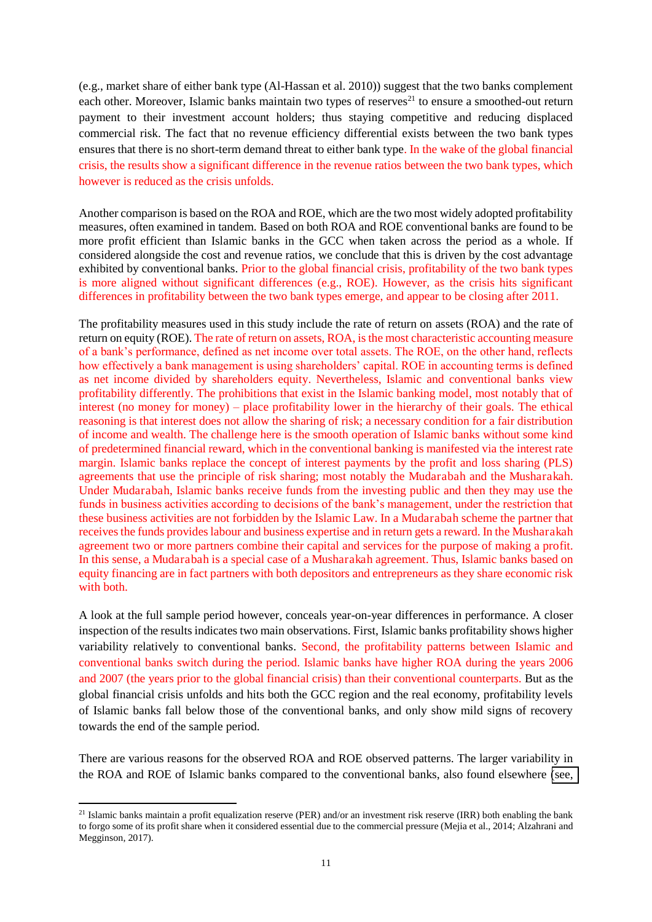(e.g., market share of either bank type (Al-Hassan et al. 2010)) suggest that the two banks complement each other. Moreover, Islamic banks maintain two types of reserves[21] to ensure a smoothed-out return payment to their investment account holders; thus staying competitive and reducing displaced commercial risk. The fact that no revenue efficiency differential exists between the two bank types ensures that there is no short-term demand threat to either bank type. In the wake of the global financial crisis, the results show a significant difference in the revenue ratios between the two bank types, which however is reduced as the crisis unfolds.

Another comparison is based on the ROA and ROE, which are the two most widely adopted profitability measures, often examined in tandem. Based on both ROA and ROE conventional banks are found to be more profit efficient than Islamic banks in the GCC when taken across the period as a whole. If considered alongside the cost and revenue ratios, we conclude that this is driven by the cost advantage exhibited by conventional banks. Prior to the global financial crisis, profitability of the two bank types is more aligned without significant differences (e.g., ROE). However, as the crisis hits significant differences in profitability between the two bank types emerge, and appear to be closing after 2011.

The profitability measures used in this study include the rate of return on assets (ROA) and the rate of return on equity (ROE). The rate of return on assets, ROA, is the most characteristic accounting measure of a bank's performance, defined as net income over total assets. The ROE, on the other hand, reflects how effectively a bank management is using shareholders' capital. ROE in accounting terms is defined as net income divided by shareholders equity. Nevertheless, Islamic and conventional banks view profitability differently. The prohibitions that exist in the Islamic banking model, most notably that of interest (no money for money) – place profitability lower in the hierarchy of their goals. The ethical reasoning is that interest does not allow the sharing of risk; a necessary condition for a fair distribution of income and wealth. The challenge here is the smooth operation of Islamic banks without some kind of predetermined financial reward, which in the conventional banking is manifested via the interest rate margin. Islamic banks replace the concept of interest payments by the profit and loss sharing (PLS) agreements that use the principle of risk sharing; most notably the Mudarabah and the Musharakah. Under Mudarabah, Islamic banks receive funds from the investing public and then they may use the funds in business activities according to decisions of the bank's management, under the restriction that these business activities are not forbidden by the Islamic Law. In a Mudarabah scheme the partner that receives the funds provides labour and business expertise and in return gets a reward. In the Musharakah agreement two or more partners combine their capital and services for the purpose of making a profit. In this sense, a Mudarabah is a special case of a Musharakah agreement. Thus, Islamic banks based on equity financing are in fact partners with both depositors and entrepreneurs as they share economic risk with both.

A look at the full sample period however, conceals year-on-year differences in performance. A closer inspection of the results indicates two main observations. First, Islamic banks profitability shows higher variability relatively to conventional banks. Second, the profitability patterns between Islamic and conventional banks switch during the period. Islamic banks have higher ROA during the years 2006 and 2007 (the years prior to the global financial crisis) than their conventional counterparts. But as the global financial crisis unfolds and hits both the GCC region and the real economy, profitability levels of Islamic banks fall below those of the conventional banks, and only show mild signs of recovery towards the end of the sample period.

There are various reasons for the observed ROA and ROE observed patterns. The larger variability in the ROA and ROE of Islamic banks compared to the conventional banks, also found elsewhere (see,

[21] Islamic banks maintain a profit equalization reserve (PER) and/or an investment risk reserve (IRR) both enabling the bank to forgo some of its profit share when it considered essential due to the commercial pressure (Mejia et al., 2014; Alzahrani and Megginson, 2017).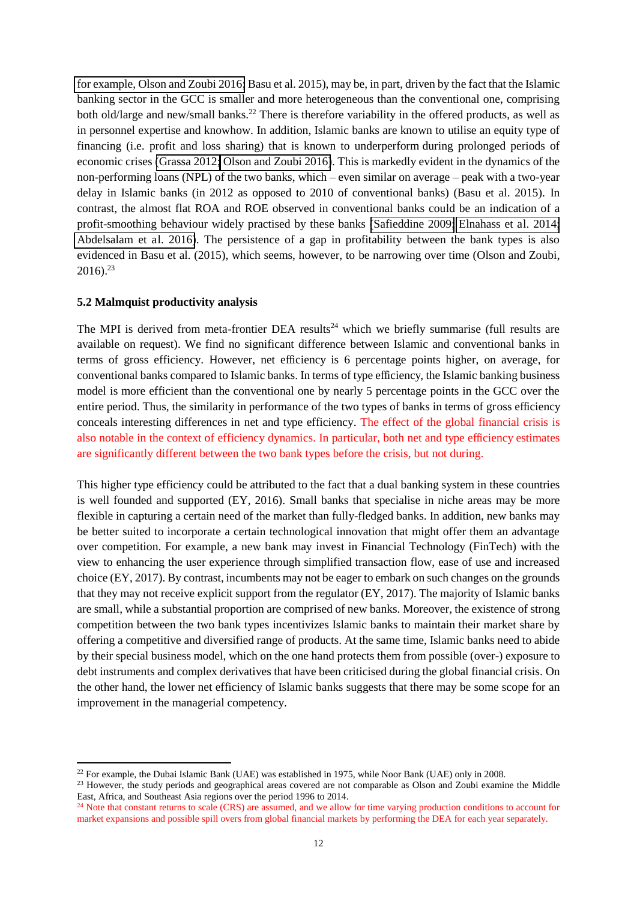for example, Olson and Zoubi 2016; Basu et al. 2015), may be, in part, driven by the fact that the Islamic banking sector in the GCC is smaller and more heterogeneous than the conventional one, comprising both old/large and new/small banks.[22] There is therefore variability in the offered products, as well as in personnel expertise and knowhow. In addition, Islamic banks are known to utilise an equity type of financing (i.e. profit and loss sharing) that is known to underperform during prolonged periods of economic crises (Grassa 2012; Olson and Zoubi 2016). This is markedly evident in the dynamics of the non-performing loans (NPL) of the two banks, which – even similar on average – peak with a two-year delay in Islamic banks (in 2012 as opposed to 2010 of conventional banks) (Basu et al. 2015). In contrast, the almost flat ROA and ROE observed in conventional banks could be an indication of a profit-smoothing behaviour widely practised by these banks (Safieddine 2009; Elnahass et al. 2014; Abdelsalam et al. 2016). The persistence of a gap in profitability between the bank types is also evidenced in Basu et al. (2015), which seems, however, to be narrowing over time (Olson and Zoubi, 2016).[23]

### 5.2 Malmquist productivity analysis

The MPI is derived from meta-frontier DEA results[24] which we briefly summarise (full results are available on request). We find no significant difference between Islamic and conventional banks in terms of gross efficiency. However, net efficiency is 6 percentage points higher, on average, for conventional banks compared to Islamic banks. In terms of type efficiency, the Islamic banking business model is more efficient than the conventional one by nearly 5 percentage points in the GCC over the entire period. Thus, the similarity in performance of the two types of banks in terms of gross efficiency conceals interesting differences in net and type efficiency. The effect of the global financial crisis is also notable in the context of efficiency dynamics. In particular, both net and type efficiency estimates are significantly different between the two bank types before the crisis, but not during.

This higher type efficiency could be attributed to the fact that a dual banking system in these countries is well founded and supported (EY, 2016). Small banks that specialise in niche areas may be more flexible in capturing a certain need of the market than fully-fledged banks. In addition, new banks may be better suited to incorporate a certain technological innovation that might offer them an advantage over competition. For example, a new bank may invest in Financial Technology (FinTech) with the view to enhancing the user experience through simplified transaction flow, ease of use and increased choice (EY, 2017). By contrast, incumbents may not be eager to embark on such changes on the grounds that they may not receive explicit support from the regulator (EY, 2017). The majority of Islamic banks are small, while a substantial proportion are comprised of new banks. Moreover, the existence of strong competition between the two bank types incentivizes Islamic banks to maintain their market share by offering a competitive and diversified range of products. At the same time, Islamic banks need to abide by their special business model, which on the one hand protects them from possible (over-) exposure to debt instruments and complex derivatives that have been criticised during the global financial crisis. On the other hand, the lower net efficiency of Islamic banks suggests that there may be some scope for an improvement in the managerial competency.

---

[22] For example, the Dubai Islamic Bank (UAE) was established in 1975, while Noor Bank (UAE) only in 2008.

[23] However, the study periods and geographical areas covered are not comparable as Olson and Zoubi examine the Middle East, Africa, and Southeast Asia regions over the period 1996 to 2014.

[24] Note that constant returns to scale (CRS) are assumed, and we allow for time varying production conditions to account for market expansions and possible spill overs from global financial markets by performing the DEA for each year separately.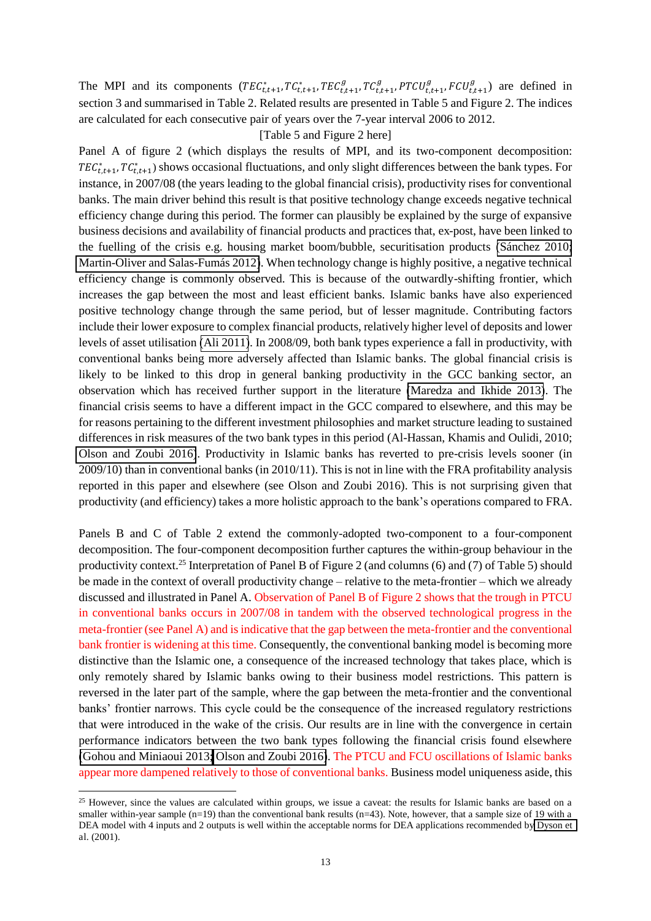The MPI and its components ($TEC^{*}_{t,t+1}, TC^{*}_{t,t+1}, TEC^{g}_{t,t+1}, TC^{g}_{t,t+1}, PTCU^{g}_{t,t+1}, FCU^{g}_{t,t+1}$) are defined in section 3 and summarised in Table 2. Related results are presented in Table 5 and Figure 2. The indices are calculated for each consecutive pair of years over the 7-year interval 2006 to 2012.

[Table 5 and Figure 2 here]

Panel A of figure 2 (which displays the results of MPI, and its two-component decomposition: $TEC^{*}_{t,t+1}, TC^{*}_{t,t+1}$) shows occasional fluctuations, and only slight differences between the bank types. For instance, in 2007/08 (the years leading to the global financial crisis), productivity rises for conventional banks. The main driver behind this result is that positive technology change exceeds negative technical efficiency change during this period. The former can plausibly be explained by the surge of expansive business decisions and availability of financial products and practices that, ex-post, have been linked to the fuelling of the crisis e.g. housing market boom/bubble, securitisation products (Sánchez 2010; Martin-Oliver and Salas-Fumás 2012). When technology change is highly positive, a negative technical efficiency change is commonly observed. This is because of the outwardly-shifting frontier, which increases the gap between the most and least efficient banks. Islamic banks have also experienced positive technology change through the same period, but of lesser magnitude. Contributing factors include their lower exposure to complex financial products, relatively higher level of deposits and lower levels of asset utilisation (Ali 2011). In 2008/09, both bank types experience a fall in productivity, with conventional banks being more adversely affected than Islamic banks. The global financial crisis is likely to be linked to this drop in general banking productivity in the GCC banking sector, an observation which has received further support in the literature (Maredza and Ikhide 2013). The financial crisis seems to have a different impact in the GCC compared to elsewhere, and this may be for reasons pertaining to the different investment philosophies and market structure leading to sustained differences in risk measures of the two bank types in this period (Al-Hassan, Khamis and Oulidi, 2010; Olson and Zoubi 2016). Productivity in Islamic banks has reverted to pre-crisis levels sooner (in 2009/10) than in conventional banks (in 2010/11). This is not in line with the FRA profitability analysis reported in this paper and elsewhere (see Olson and Zoubi 2016). This is not surprising given that productivity (and efficiency) takes a more holistic approach to the bank's operations compared to FRA.

Panels B and C of Table 2 extend the commonly-adopted two-component to a four-component decomposition. The four-component decomposition further captures the within-group behaviour in the productivity context.[25] Interpretation of Panel B of Figure 2 (and columns (6) and (7) of Table 5) should be made in the context of overall productivity change – relative to the meta-frontier – which we already discussed and illustrated in Panel A. Observation of Panel B of Figure 2 shows that the trough in PTCU in conventional banks occurs in 2007/08 in tandem with the observed technological progress in the meta-frontier (see Panel A) and is indicative that the gap between the meta-frontier and the conventional bank frontier is widening at this time. Consequently, the conventional banking model is becoming more distinctive than the Islamic one, a consequence of the increased technology that takes place, which is only remotely shared by Islamic banks owing to their business model restrictions. This pattern is reversed in the later part of the sample, where the gap between the meta-frontier and the conventional banks' frontier narrows. This cycle could be the consequence of the increased regulatory restrictions that were introduced in the wake of the crisis. Our results are in line with the convergence in certain performance indicators between the two bank types following the financial crisis found elsewhere (Gohou and Miniaoui 2013; Olson and Zoubi 2016). The PTCU and FCU oscillations of Islamic banks appear more dampened relatively to those of conventional banks. Business model uniqueness aside, this

[25] However, since the values are calculated within groups, we issue a caveat: the results for Islamic banks are based on a smaller within-year sample (n=19) than the conventional bank results (n=43). Note, however, that a sample size of 19 with a DEA model with 4 inputs and 2 outputs is well within the acceptable norms for DEA applications recommended by Dyson et al. (2001).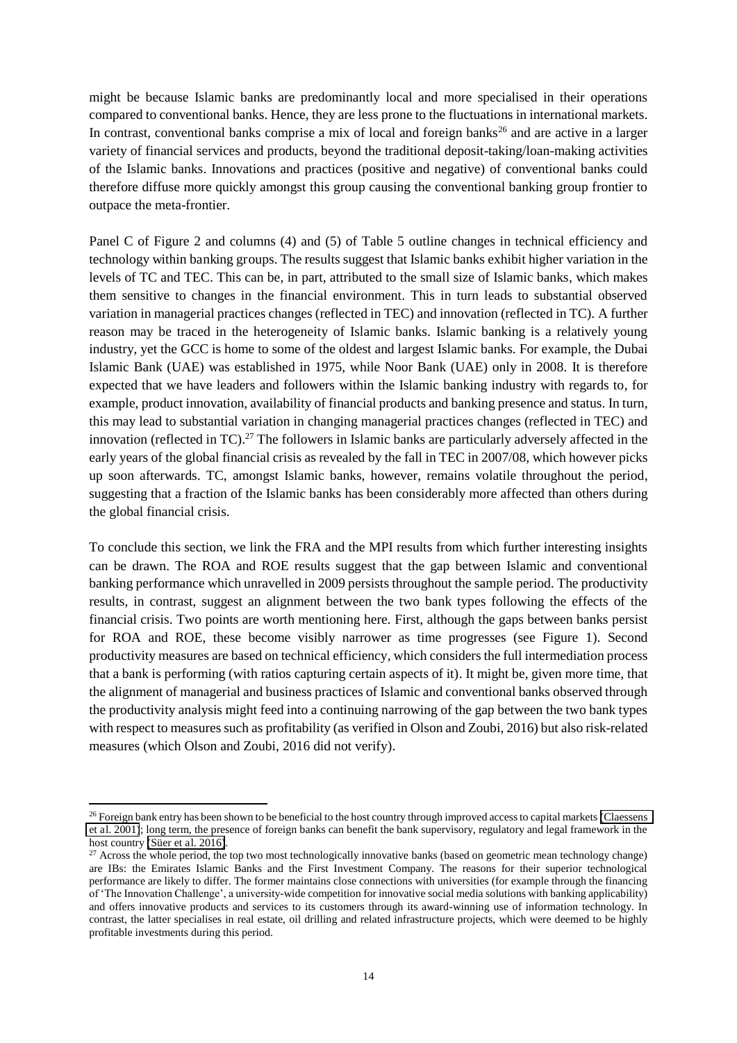might be because Islamic banks are predominantly local and more specialised in their operations compared to conventional banks. Hence, they are less prone to the fluctuations in international markets. In contrast, conventional banks comprise a mix of local and foreign banks[26] and are active in a larger variety of financial services and products, beyond the traditional deposit-taking/loan-making activities of the Islamic banks. Innovations and practices (positive and negative) of conventional banks could therefore diffuse more quickly amongst this group causing the conventional banking group frontier to outpace the meta-frontier.

Panel C of Figure 2 and columns (4) and (5) of Table 5 outline changes in technical efficiency and technology within banking groups. The results suggest that Islamic banks exhibit higher variation in the levels of TC and TEC. This can be, in part, attributed to the small size of Islamic banks, which makes them sensitive to changes in the financial environment. This in turn leads to substantial observed variation in managerial practices changes (reflected in TEC) and innovation (reflected in TC). A further reason may be traced in the heterogeneity of Islamic banks. Islamic banking is a relatively young industry, yet the GCC is home to some of the oldest and largest Islamic banks. For example, the Dubai Islamic Bank (UAE) was established in 1975, while Noor Bank (UAE) only in 2008. It is therefore expected that we have leaders and followers within the Islamic banking industry with regards to, for example, product innovation, availability of financial products and banking presence and status. In turn, this may lead to substantial variation in changing managerial practices changes (reflected in TEC) and innovation (reflected in TC).[27] The followers in Islamic banks are particularly adversely affected in the early years of the global financial crisis as revealed by the fall in TEC in 2007/08, which however picks up soon afterwards. TC, amongst Islamic banks, however, remains volatile throughout the period, suggesting that a fraction of the Islamic banks has been considerably more affected than others during the global financial crisis.

To conclude this section, we link the FRA and the MPI results from which further interesting insights can be drawn. The ROA and ROE results suggest that the gap between Islamic and conventional banking performance which unravelled in 2009 persists throughout the sample period. The productivity results, in contrast, suggest an alignment between the two bank types following the effects of the financial crisis. Two points are worth mentioning here. First, although the gaps between banks persist for ROA and ROE, these become visibly narrower as time progresses (see Figure 1). Second productivity measures are based on technical efficiency, which considers the full intermediation process that a bank is performing (with ratios capturing certain aspects of it). It might be, given more time, that the alignment of managerial and business practices of Islamic and conventional banks observed through the productivity analysis might feed into a continuing narrowing of the gap between the two bank types with respect to measures such as profitability (as verified in Olson and Zoubi, 2016) but also risk-related measures (which Olson and Zoubi, 2016 did not verify).

---

[26] Foreign bank entry has been shown to be beneficial to the host country through improved access to capital markets (Claessens et al. 2001); long term, the presence of foreign banks can benefit the bank supervisory, regulatory and legal framework in the host country (Süer et al. 2016).

[27] Across the whole period, the top two most technologically innovative banks (based on geometric mean technology change) are IBs: the Emirates Islamic Banks and the First Investment Company. The reasons for their superior technological performance are likely to differ. The former maintains close connections with universities (for example through the financing of 'The Innovation Challenge', a university-wide competition for innovative social media solutions with banking applicability) and offers innovative products and services to its customers through its award-winning use of information technology. In contrast, the latter specialises in real estate, oil drilling and related infrastructure projects, which were deemed to be highly profitable investments during this period.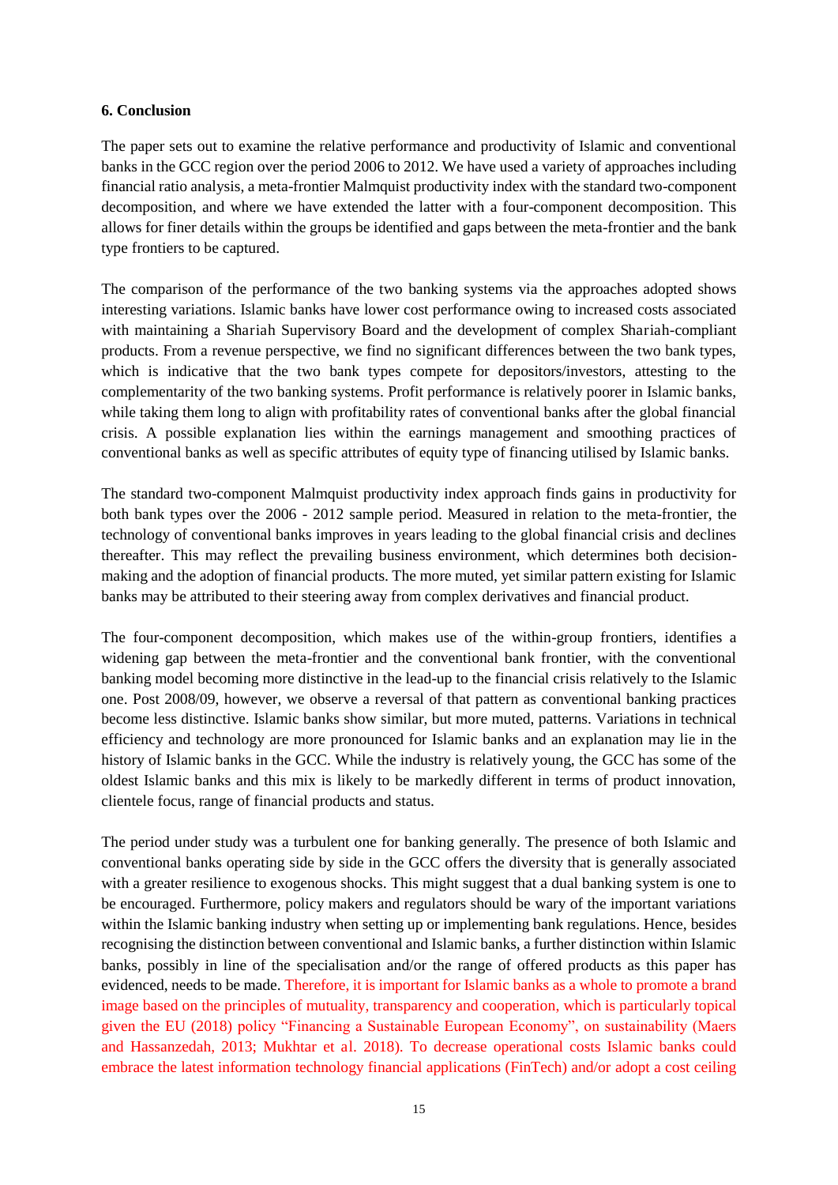## 6. Conclusion

The paper sets out to examine the relative performance and productivity of Islamic and conventional banks in the GCC region over the period 2006 to 2012. We have used a variety of approaches including financial ratio analysis, a meta-frontier Malmquist productivity index with the standard two-component decomposition, and where we have extended the latter with a four-component decomposition. This allows for finer details within the groups be identified and gaps between the meta-frontier and the bank type frontiers to be captured.

The comparison of the performance of the two banking systems via the approaches adopted shows interesting variations. Islamic banks have lower cost performance owing to increased costs associated with maintaining a Shariah Supervisory Board and the development of complex Shariah-compliant products. From a revenue perspective, we find no significant differences between the two bank types, which is indicative that the two bank types compete for depositors/investors, attesting to the complementarity of the two banking systems. Profit performance is relatively poorer in Islamic banks, while taking them long to align with profitability rates of conventional banks after the global financial crisis. A possible explanation lies within the earnings management and smoothing practices of conventional banks as well as specific attributes of equity type of financing utilised by Islamic banks.

The standard two-component Malmquist productivity index approach finds gains in productivity for both bank types over the 2006 - 2012 sample period. Measured in relation to the meta-frontier, the technology of conventional banks improves in years leading to the global financial crisis and declines thereafter. This may reflect the prevailing business environment, which determines both decision-making and the adoption of financial products. The more muted, yet similar pattern existing for Islamic banks may be attributed to their steering away from complex derivatives and financial product.

The four-component decomposition, which makes use of the within-group frontiers, identifies a widening gap between the meta-frontier and the conventional bank frontier, with the conventional banking model becoming more distinctive in the lead-up to the financial crisis relatively to the Islamic one. Post 2008/09, however, we observe a reversal of that pattern as conventional banking practices become less distinctive. Islamic banks show similar, but more muted, patterns. Variations in technical efficiency and technology are more pronounced for Islamic banks and an explanation may lie in the history of Islamic banks in the GCC. While the industry is relatively young, the GCC has some of the oldest Islamic banks and this mix is likely to be markedly different in terms of product innovation, clientele focus, range of financial products and status.

The period under study was a turbulent one for banking generally. The presence of both Islamic and conventional banks operating side by side in the GCC offers the diversity that is generally associated with a greater resilience to exogenous shocks. This might suggest that a dual banking system is one to be encouraged. Furthermore, policy makers and regulators should be wary of the important variations within the Islamic banking industry when setting up or implementing bank regulations. Hence, besides recognising the distinction between conventional and Islamic banks, a further distinction within Islamic banks, possibly in line of the specialisation and/or the range of offered products as this paper has evidenced, needs to be made. Therefore, it is important for Islamic banks as a whole to promote a brand image based on the principles of mutuality, transparency and cooperation, which is particularly topical given the EU (2018) policy "Financing a Sustainable European Economy", on sustainability (Maers and Hassanzedah, 2013; Mukhtar et al. 2018). To decrease operational costs Islamic banks could embrace the latest information technology financial applications (FinTech) and/or adopt a cost ceiling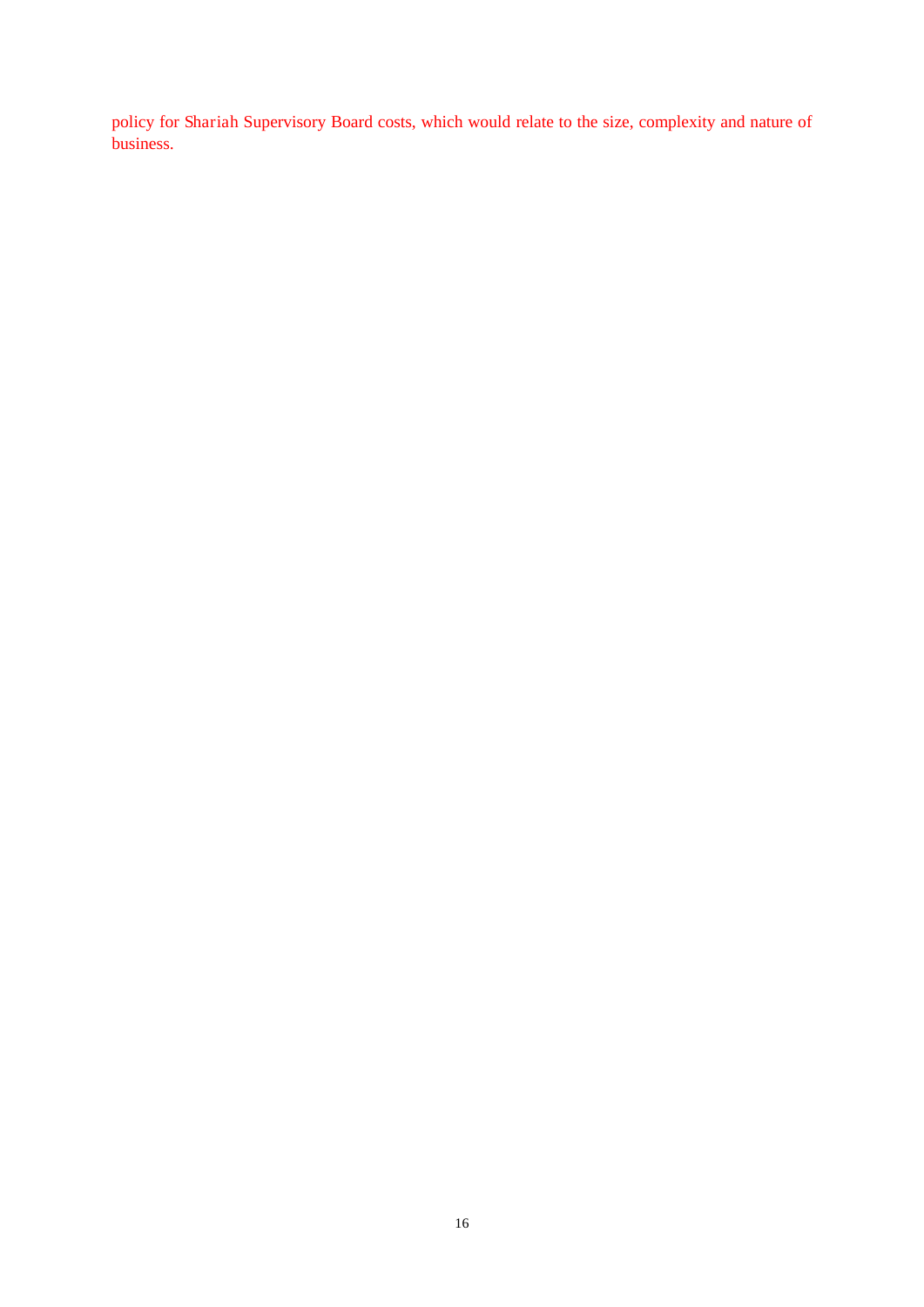policy for Shariah Supervisory Board costs, which would relate to the size, complexity and nature of business.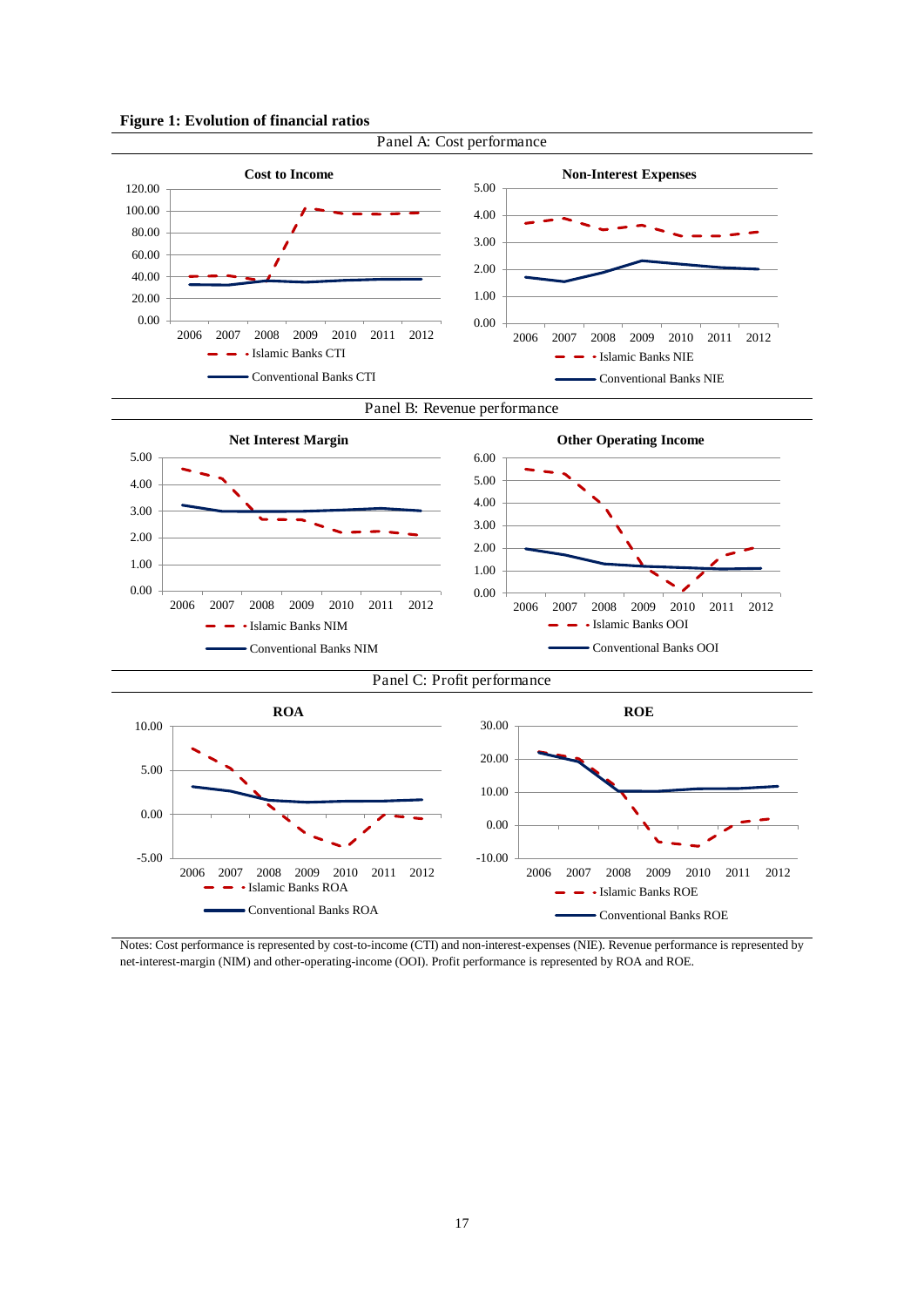**Figure 1: Evolution of financial ratios**

Panel A: Cost performance

Panel B: Revenue performance

Panel C: Profit performance

Notes: Cost performance is represented by cost-to-income (CTI) and non-interest-expenses (NIE). Revenue performance is represented by net-interest-margin (NIM) and other-operating-income (OOI). Profit performance is represented by ROA and ROE.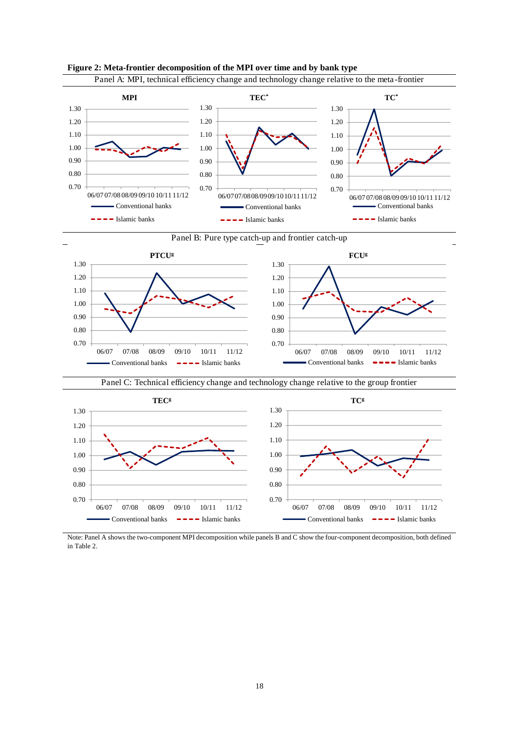**Figure 2: Meta-frontier decomposition of the MPI over time and by bank type**

Panel A: MPI, technical efficiency change and technology change relative to the meta-frontier

Panel B: Pure type catch-up and frontier catch-up

Panel C: Technical efficiency change and technology change relative to the group frontier

Note: Panel A shows the two-component MPI decomposition while panels B and C show the four-component decomposition, both defined in Table 2.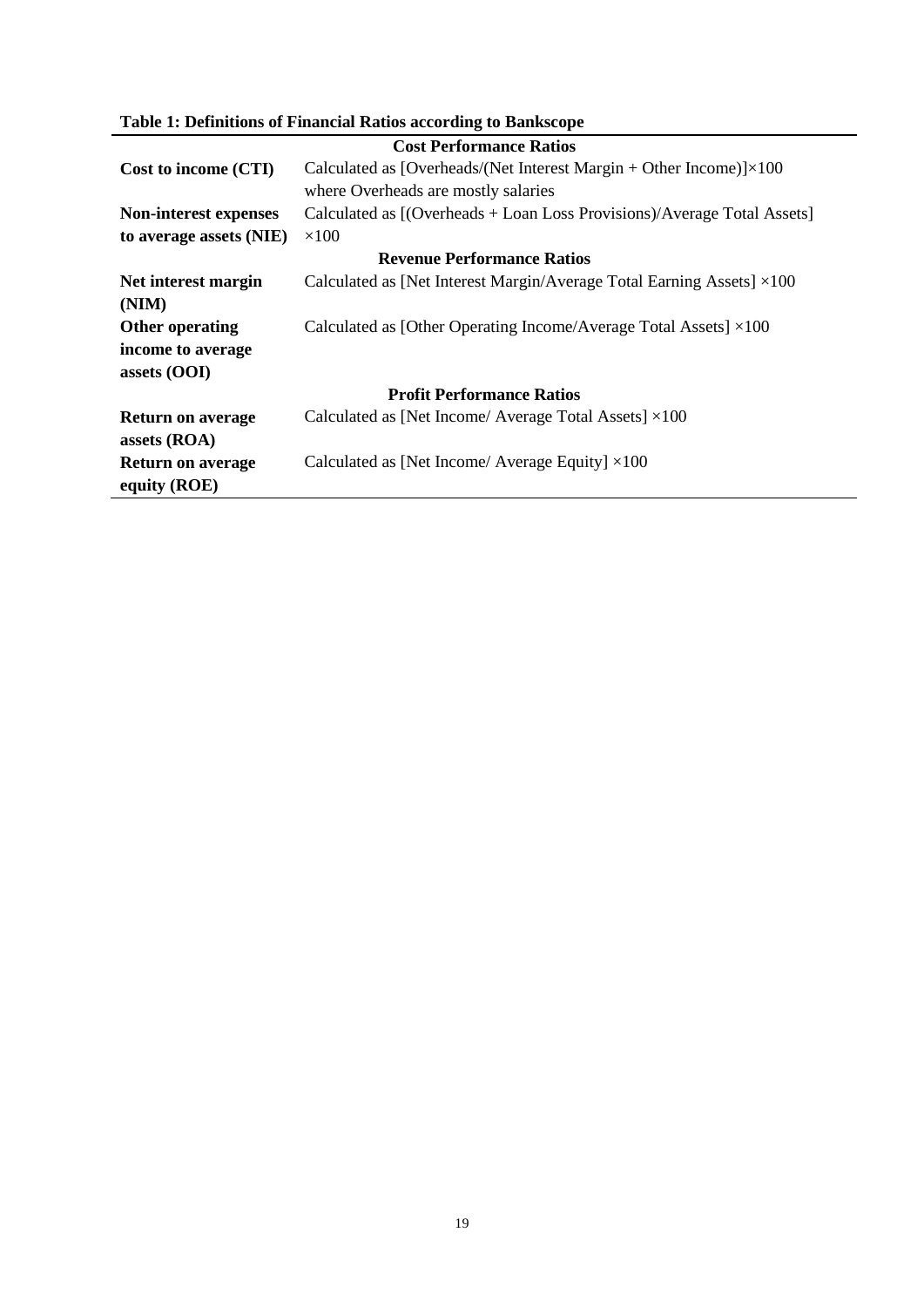**Table 1: Definitions of Financial Ratios according to Bankscope**

| | |
|---|---|
| | **Cost Performance Ratios** |
| **Cost to income (CTI)** | Calculated as [Overheads/(Net Interest Margin + Other Income)]×100 where Overheads are mostly salaries |
| **Non-interest expenses to average assets (NIE)** | Calculated as [(Overheads + Loan Loss Provisions)/Average Total Assets] ×100 |
| | **Revenue Performance Ratios** |
| **Net interest margin (NIM)** | Calculated as [Net Interest Margin/Average Total Earning Assets] ×100 |
| **Other operating income to average assets (OOI)** | Calculated as [Other Operating Income/Average Total Assets] ×100 |
| | **Profit Performance Ratios** |
| **Return on average assets (ROA)** | Calculated as [Net Income/ Average Total Assets] ×100 |
| **Return on average equity (ROE)** | Calculated as [Net Income/ Average Equity] ×100 |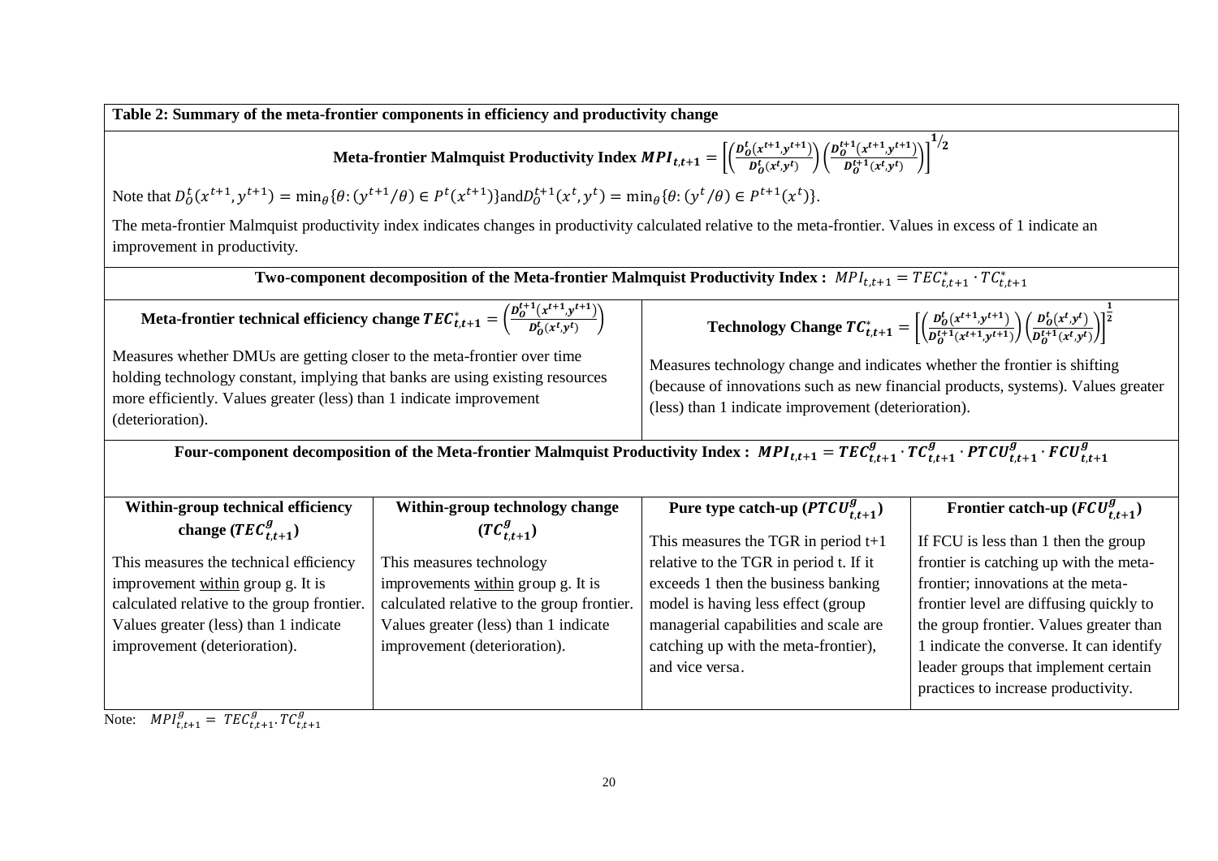**Table 2: Summary of the meta-frontier components in efficiency and productivity change**

**Meta-frontier Malmquist Productivity Index** $MPI_{t,t+1} = \left[\left(\frac{D_O^t(x^{t+1},y^{t+1})}{D_O^t(x^t,y^t)}\right)\left(\frac{D_O^{t+1}(x^{t+1},y^{t+1})}{D_O^{t+1}(x^t,y^t)}\right)\right]^{1/2}$

Note that $D_O^t(x^{t+1},y^{t+1}) = \min_\theta\{\theta:(y^{t+1}/\theta) \in P^t(x^{t+1})\}$ and $D_O^{t+1}(x^t,y^t) = \min_\theta\{\theta:(y^t/\theta) \in P^{t+1}(x^t)\}$.

The meta-frontier Malmquist productivity index indicates changes in productivity calculated relative to the meta-frontier. Values in excess of 1 indicate an improvement in productivity.

**Two-component decomposition of the Meta-frontier Malmquist Productivity Index :** $MPI_{t,t+1} = TEC^*_{t,t+1} \cdot TC^*_{t,t+1}$

| **Meta-frontier technical efficiency change** $TEC^*_{t,t+1} = \left(\frac{D_O^{t+1}(x^{t+1},y^{t+1})}{D_O^t(x^t,y^t)}\right)$ | **Technology Change** $TC^*_{t,t+1} = \left[\left(\frac{D_O^t(x^{t+1},y^{t+1})}{D_O^{t+1}(x^{t+1},y^{t+1})}\right)\left(\frac{D_O^t(x^t,y^t)}{D_O^{t+1}(x^t,y^t)}\right)\right]^{\frac{1}{2}}$ |
|---|---|
| Measures whether DMUs are getting closer to the meta-frontier over time holding technology constant, implying that banks are using existing resources more efficiently. Values greater (less) than 1 indicate improvement (deterioration). | Measures technology change and indicates whether the frontier is shifting (because of innovations such as new financial products, systems). Values greater (less) than 1 indicate improvement (deterioration). |

**Four-component decomposition of the Meta-frontier Malmquist Productivity Index :** $MPI_{t,t+1} = TEC^g_{t,t+1} \cdot TC^g_{t,t+1} \cdot PTCU^g_{t,t+1} \cdot FCU^g_{t,t+1}$

| **Within-group technical efficiency change** ($TEC^g_{t,t+1}$) | **Within-group technology change** ($TC^g_{t,t+1}$) | **Pure type catch-up** ($PTCU^g_{t,t+1}$) | **Frontier catch-up** ($FCU^g_{t,t+1}$) |
|---|---|---|---|
| This measures the technical efficiency improvement within group g. It is calculated relative to the group frontier. Values greater (less) than 1 indicate improvement (deterioration). | This measures technology improvements within group g. It is calculated relative to the group frontier. Values greater (less) than 1 indicate improvement (deterioration). | This measures the TGR in period t+1 relative to the TGR in period t. If it exceeds 1 then the business banking model is having less effect (group managerial capabilities and scale are catching up with the meta-frontier), and vice versa. | If FCU is less than 1 then the group frontier is catching up with the meta-frontier; innovations at the meta-frontier level are diffusing quickly to the group frontier. Values greater than 1 indicate the converse. It can identify leader groups that implement certain practices to increase productivity. |

Note: $MPI^g_{t,t+1} = TEC^g_{t,t+1} . TC^g_{t,t+1}$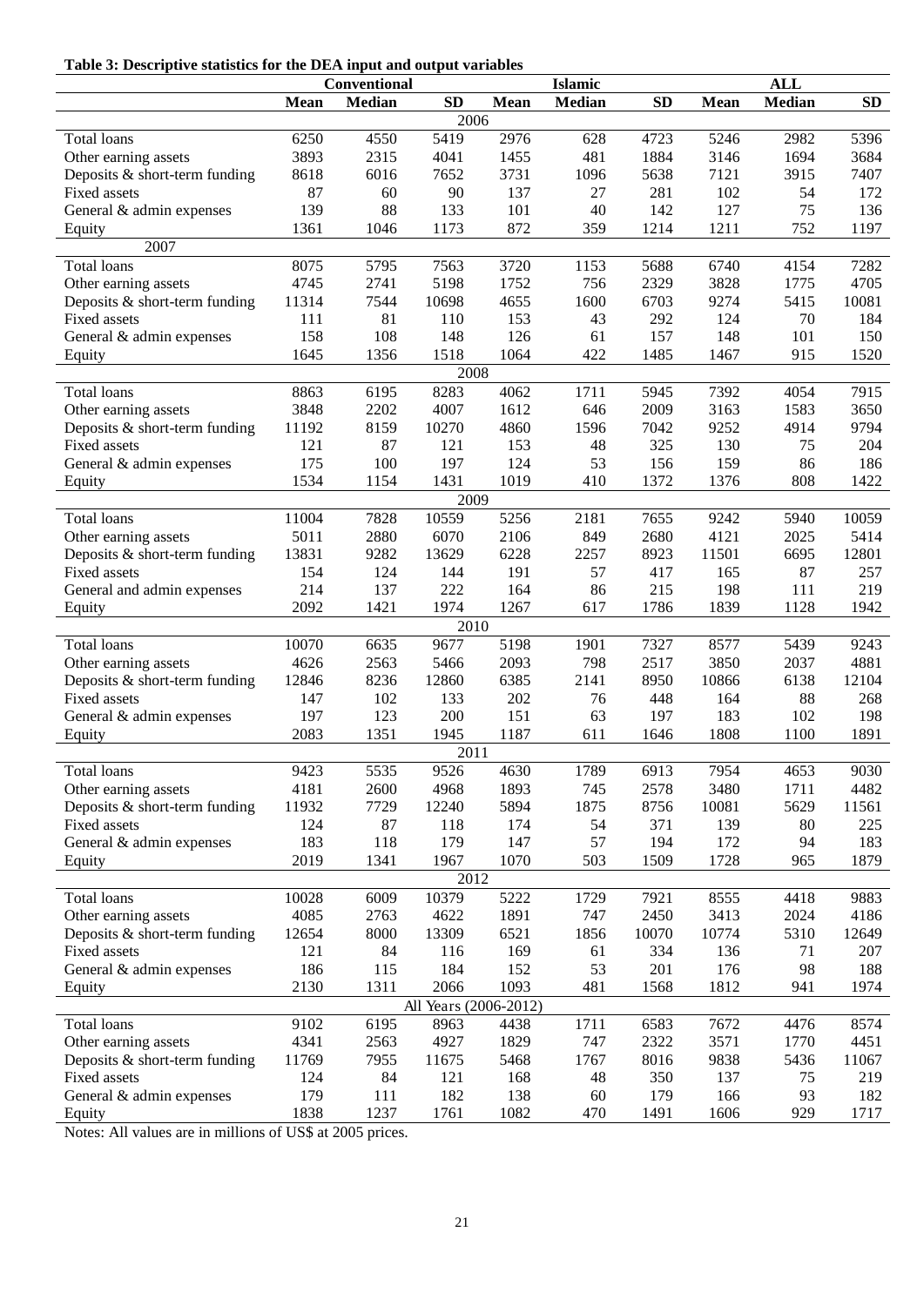**Table 3: Descriptive statistics for the DEA input and output variables**

| | Conventional | | | Islamic | | | ALL | | |
|---|---|---|---|---|---|---|---|---|---|
| | **Mean** | **Median** | **SD** | **Mean** | **Median** | **SD** | **Mean** | **Median** | **SD** |
| **2006** | | | | | | | | | |
| Total loans | 6250 | 4550 | 5419 | 2976 | 628 | 4723 | 5246 | 2982 | 5396 |
| Other earning assets | 3893 | 2315 | 4041 | 1455 | 481 | 1884 | 3146 | 1694 | 3684 |
| Deposits & short-term funding | 8618 | 6016 | 7652 | 3731 | 1096 | 5638 | 7121 | 3915 | 7407 |
| Fixed assets | 87 | 60 | 90 | 137 | 27 | 281 | 102 | 54 | 172 |
| General & admin expenses | 139 | 88 | 133 | 101 | 40 | 142 | 127 | 75 | 136 |
| Equity | 1361 | 1046 | 1173 | 872 | 359 | 1214 | 1211 | 752 | 1197 |
| **2007** | | | | | | | | | |
| Total loans | 8075 | 5795 | 7563 | 3720 | 1153 | 5688 | 6740 | 4154 | 7282 |
| Other earning assets | 4745 | 2741 | 5198 | 1752 | 756 | 2329 | 3828 | 1775 | 4705 |
| Deposits & short-term funding | 11314 | 7544 | 10698 | 4655 | 1600 | 6703 | 9274 | 5415 | 10081 |
| Fixed assets | 111 | 81 | 110 | 153 | 43 | 292 | 124 | 70 | 184 |
| General & admin expenses | 158 | 108 | 148 | 126 | 61 | 157 | 148 | 101 | 150 |
| Equity | 1645 | 1356 | 1518 | 1064 | 422 | 1485 | 1467 | 915 | 1520 |
| **2008** | | | | | | | | | |
| Total loans | 8863 | 6195 | 8283 | 4062 | 1711 | 5945 | 7392 | 4054 | 7915 |
| Other earning assets | 3848 | 2202 | 4007 | 1612 | 646 | 2009 | 3163 | 1583 | 3650 |
| Deposits & short-term funding | 11192 | 8159 | 10270 | 4860 | 1596 | 7042 | 9252 | 4914 | 9794 |
| Fixed assets | 121 | 87 | 121 | 153 | 48 | 325 | 130 | 75 | 204 |
| General & admin expenses | 175 | 100 | 197 | 124 | 53 | 156 | 159 | 86 | 186 |
| Equity | 1534 | 1154 | 1431 | 1019 | 410 | 1372 | 1376 | 808 | 1422 |
| **2009** | | | | | | | | | |
| Total loans | 11004 | 7828 | 10559 | 5256 | 2181 | 7655 | 9242 | 5940 | 10059 |
| Other earning assets | 5011 | 2880 | 6070 | 2106 | 849 | 2680 | 4121 | 2025 | 5414 |
| Deposits & short-term funding | 13831 | 9282 | 13629 | 6228 | 2257 | 8923 | 11501 | 6695 | 12801 |
| Fixed assets | 154 | 124 | 144 | 191 | 57 | 417 | 165 | 87 | 257 |
| General and admin expenses | 214 | 137 | 222 | 164 | 86 | 215 | 198 | 111 | 219 |
| Equity | 2092 | 1421 | 1974 | 1267 | 617 | 1786 | 1839 | 1128 | 1942 |
| **2010** | | | | | | | | | |
| Total loans | 10070 | 6635 | 9677 | 5198 | 1901 | 7327 | 8577 | 5439 | 9243 |
| Other earning assets | 4626 | 2563 | 5466 | 2093 | 798 | 2517 | 3850 | 2037 | 4881 |
| Deposits & short-term funding | 12846 | 8236 | 12860 | 6385 | 2141 | 8950 | 10866 | 6138 | 12104 |
| Fixed assets | 147 | 102 | 133 | 202 | 76 | 448 | 164 | 88 | 268 |
| General & admin expenses | 197 | 123 | 200 | 151 | 63 | 197 | 183 | 102 | 198 |
| Equity | 2083 | 1351 | 1945 | 1187 | 611 | 1646 | 1808 | 1100 | 1891 |
| **2011** | | | | | | | | | |
| Total loans | 9423 | 5535 | 9526 | 4630 | 1789 | 6913 | 7954 | 4653 | 9030 |
| Other earning assets | 4181 | 2600 | 4968 | 1893 | 745 | 2578 | 3480 | 1711 | 4482 |
| Deposits & short-term funding | 11932 | 7729 | 12240 | 5894 | 1875 | 8756 | 10081 | 5629 | 11561 |
| Fixed assets | 124 | 87 | 118 | 174 | 54 | 371 | 139 | 80 | 225 |
| General & admin expenses | 183 | 118 | 179 | 147 | 57 | 194 | 172 | 94 | 183 |
| Equity | 2019 | 1341 | 1967 | 1070 | 503 | 1509 | 1728 | 965 | 1879 |
| **2012** | | | | | | | | | |
| Total loans | 10028 | 6009 | 10379 | 5222 | 1729 | 7921 | 8555 | 4418 | 9883 |
| Other earning assets | 4085 | 2763 | 4622 | 1891 | 747 | 2450 | 3413 | 2024 | 4186 |
| Deposits & short-term funding | 12654 | 8000 | 13309 | 6521 | 1856 | 10070 | 10774 | 5310 | 12649 |
| Fixed assets | 121 | 84 | 116 | 169 | 61 | 334 | 136 | 71 | 207 |
| General & admin expenses | 186 | 115 | 184 | 152 | 53 | 201 | 176 | 98 | 188 |
| Equity | 2130 | 1311 | 2066 | 1093 | 481 | 1568 | 1812 | 941 | 1974 |
| **All Years (2006-2012)** | | | | | | | | | |
| Total loans | 9102 | 6195 | 8963 | 4438 | 1711 | 6583 | 7672 | 4476 | 8574 |
| Other earning assets | 4341 | 2563 | 4927 | 1829 | 747 | 2322 | 3571 | 1770 | 4451 |
| Deposits & short-term funding | 11769 | 7955 | 11675 | 5468 | 1767 | 8016 | 9838 | 5436 | 11067 |
| Fixed assets | 124 | 84 | 121 | 168 | 48 | 350 | 137 | 75 | 219 |
| General & admin expenses | 179 | 111 | 182 | 138 | 60 | 179 | 166 | 93 | 182 |
| Equity | 1838 | 1237 | 1761 | 1082 | 470 | 1491 | 1606 | 929 | 1717 |

Notes: All values are in millions of US$ at 2005 prices.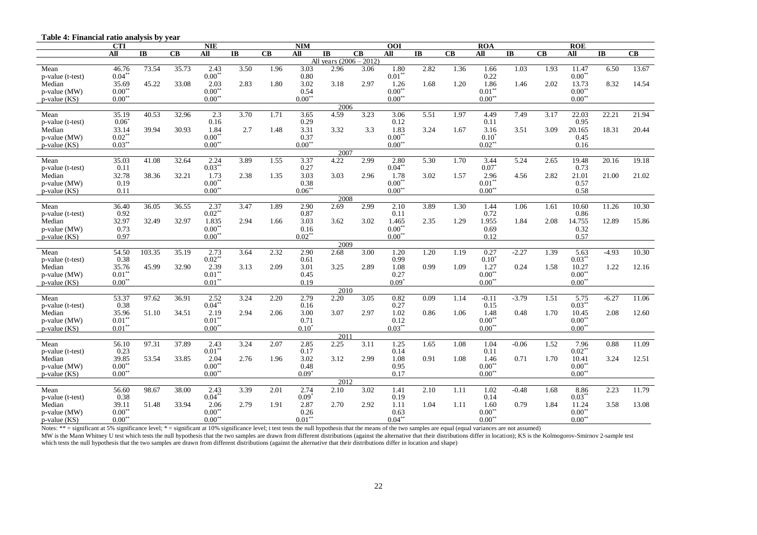**Table 4: Financial ratio analysis by year**

| | CTI | | | NIE | | | NIM | | | OOI | | | ROA | | | ROE | | |
|---|---|---|---|---|---|---|---|---|---|---|---|---|---|---|---|---|---|---|
| | All | IB | CB | All | IB | CB | All | IB | CB | All | IB | CB | All | IB | CB | All | IB | CB |
| **All years (2006 – 2012)** | | | | | | | | | | | | | | | | | | |
| Mean | 46.76 | 73.54 | 35.73 | 2.43 | 3.50 | 1.96 | 3.03 | 2.96 | 3.06 | 1.80 | 2.82 | 1.36 | 1.66 | 1.03 | 1.93 | 11.47 | 6.50 | 13.67 |
| p-value (t-test) | 0.04** | | | 0.00** | | | 0.80 | | | 0.01** | | | 0.22 | | | 0.00** | | |
| Median | 35.69 | 45.22 | 33.08 | 2.03 | 2.83 | 1.80 | 3.02 | 3.18 | 2.97 | 1.26 | 1.68 | 1.20 | 1.86 | 1.46 | 2.02 | 13.73 | 8.32 | 14.54 |
| p-value (MW) | 0.00** | | | 0.00** | | | 0.54 | | | 0.00** | | | 0.01** | | | 0.00** | | |
| p-value (KS) | 0.00** | | | 0.00** | | | 0.00** | | | 0.00** | | | 0.00** | | | 0.00** | | |
| **2006** | | | | | | | | | | | | | | | | | | |
| Mean | 35.19 | 40.53 | 32.96 | 2.3 | 3.70 | 1.71 | 3.65 | 4.59 | 3.23 | 3.06 | 5.51 | 1.97 | 4.49 | 7.49 | 3.17 | 22.03 | 22.21 | 21.94 |
| p-value (t-test) | 0.06* | | | 0.16 | | | 0.29 | | | 0.12 | | | 0.11 | | | 0.95 | | |
| Median | 33.14 | 39.94 | 30.93 | 1.84 | 2.7 | 1.48 | 3.31 | 3.32 | 3.3 | 1.83 | 3.24 | 1.67 | 3.16 | 3.51 | 3.09 | 20.165 | 18.31 | 20.44 |
| p-value (MW) | 0.02** | | | 0.00** | | | 0.37 | | | 0.00** | | | 0.10* | | | 0.45 | | |
| p-value (KS) | 0.03** | | | 0.00** | | | 0.00** | | | 0.00** | | | 0.02** | | | 0.16 | | |
| **2007** | | | | | | | | | | | | | | | | | | |
| Mean | 35.03 | 41.08 | 32.64 | 2.24 | 3.89 | 1.55 | 3.37 | 4.22 | 2.99 | 2.80 | 5.30 | 1.70 | 3.44 | 5.24 | 2.65 | 19.48 | 20.16 | 19.18 |
| p-value (t-test) | 0.11 | | | 0.03** | | | 0.27 | | | 0.04** | | | 0.07* | | | 0.73 | | |
| Median | 32.78 | 38.36 | 32.21 | 1.73 | 2.38 | 1.35 | 3.03 | 3.03 | 2.96 | 1.78 | 3.02 | 1.57 | 2.96 | 4.56 | 2.82 | 21.01 | 21.00 | 21.02 |
| p-value (MW) | 0.19 | | | 0.00** | | | 0.38 | | | 0.00** | | | 0.01** | | | 0.57 | | |
| p-value (KS) | 0.11 | | | 0.00** | | | 0.06** | | | 0.00** | | | 0.00** | | | 0.58 | | |
| **2008** | | | | | | | | | | | | | | | | | | |
| Mean | 36.40 | 36.05 | 36.55 | 2.37 | 3.47 | 1.89 | 2.90 | 2.69 | 2.99 | 2.10 | 3.89 | 1.30 | 1.44 | 1.06 | 1.61 | 10.60 | 11.26 | 10.30 |
| p-value (t-test) | 0.92 | | | 0.02** | | | 0.87 | | | 0.11 | | | 0.72 | | | 0.86 | | |
| Median | 32.97 | 32.49 | 32.97 | 1.835 | 2.94 | 1.66 | 3.03 | 3.62 | 3.02 | 1.465 | 2.35 | 1.29 | 1.955 | 1.84 | 2.08 | 14.755 | 12.89 | 15.86 |
| p-value (MW) | 0.73 | | | 0.00** | | | 0.16 | | | 0.00** | | | 0.69 | | | 0.32 | | |
| p-value (KS) | 0.97 | | | 0.00** | | | 0.02** | | | 0.00** | | | 0.12 | | | 0.57 | | |
| **2009** | | | | | | | | | | | | | | | | | | |
| Mean | 54.50 | 103.35 | 35.19 | 2.73 | 3.64 | 2.32 | 2.90 | 2.68 | 3.00 | 1.20 | 1.20 | 1.19 | 0.27 | -2.27 | 1.39 | 5.63 | -4.93 | 10.30 |
| p-value (t-test) | 0.38 | | | 0.02** | | | 0.61 | | | 0.99 | | | 0.10* | | | 0.03** | | |
| Median | 35.76 | 45.99 | 32.90 | 2.39 | 3.13 | 2.09 | 3.01 | 3.25 | 2.89 | 1.08 | 0.99 | 1.09 | 1.27 | 0.24 | 1.58 | 10.27 | 1.22 | 12.16 |
| p-value (MW) | 0.01** | | | 0.01** | | | 0.45 | | | 0.27 | | | 0.00** | | | 0.00** | | |
| p-value (KS) | 0.00** | | | 0.01** | | | 0.19 | | | 0.09* | | | 0.00** | | | 0.00** | | |
| **2010** | | | | | | | | | | | | | | | | | | |
| Mean | 53.37 | 97.62 | 36.91 | 2.52 | 3.24 | 2.20 | 2.79 | 2.20 | 3.05 | 0.82 | 0.09 | 1.14 | -0.11 | -3.79 | 1.51 | 5.75 | -6.27 | 11.06 |
| p-value (t-test) | 0.38 | | | 0.04** | | | 0.16 | | | 0.27 | | | 0.15 | | | 0.03** | | |
| Median | 35.96 | 51.10 | 34.51 | 2.19 | 2.94 | 2.06 | 3.00 | 3.07 | 2.97 | 1.02 | 0.86 | 1.06 | 1.48 | 0.48 | 1.70 | 10.45 | 2.08 | 12.60 |
| p-value (MW) | 0.01** | | | 0.01** | | | 0.71 | | | 0.12 | | | 0.00** | | | 0.00** | | |
| p-value (KS) | 0.01** | | | 0.00** | | | 0.10* | | | 0.03** | | | 0.00** | | | 0.00** | | |
| **2011** | | | | | | | | | | | | | | | | | | |
| Mean | 56.10 | 97.31 | 37.89 | 2.43 | 3.24 | 2.07 | 2.85 | 2.25 | 3.11 | 1.25 | 1.65 | 1.08 | 1.04 | -0.06 | 1.52 | 7.96 | 0.88 | 11.09 |
| p-value (t-test) | 0.23 | | | 0.01** | | | 0.17 | | | 0.14 | | | 0.11 | | | 0.02** | | |
| Median | 39.85 | 53.54 | 33.85 | 2.04 | 2.76 | 1.96 | 3.02 | 3.12 | 2.99 | 1.08 | 0.91 | 1.08 | 1.46 | 0.71 | 1.70 | 10.41 | 3.24 | 12.51 |
| p-value (MW) | 0.00** | | | 0.00** | | | 0.48 | | | 0.95 | | | 0.00** | | | 0.00** | | |
| p-value (KS) | 0.00** | | | 0.00** | | | 0.09* | | | 0.17 | | | 0.00** | | | 0.00** | | |
| **2012** | | | | | | | | | | | | | | | | | | |
| Mean | 56.60 | 98.67 | 38.00 | 2.43 | 3.39 | 2.01 | 2.74 | 2.10 | 3.02 | 1.41 | 2.10 | 1.11 | 1.02 | -0.48 | 1.68 | 8.86 | 2.23 | 11.79 |
| p-value (t-test) | 0.38 | | | 0.04** | | | 0.09* | | | 0.19 | | | 0.14 | | | 0.03** | | |
| Median | 39.11 | 51.48 | 33.94 | 2.06 | 2.79 | 1.91 | 2.87 | 2.70 | 2.92 | 1.11 | 1.04 | 1.11 | 1.60 | 0.79 | 1.84 | 11.24 | 3.58 | 13.08 |
| p-value (MW) | 0.00** | | | 0.00** | | | 0.26 | | | 0.63 | | | 0.00** | | | 0.00** | | |
| p-value (KS) | 0.00** | | | 0.00** | | | 0.01** | | | 0.04** | | | 0.00** | | | 0.00** | | |

Notes: ** = significant at 5% significance level; * = significant at 10% significance level; t test tests the null hypothesis that the means of the two samples are equal (equal variances are not assumed)
MW is the Mann Whitney U test which tests the null hypothesis that the two samples are drawn from different distributions (against the alternative that their distributions differ in location); KS is the Kolmogorov-Smirnov 2-sample test which tests the null hypothesis that the two samples are drawn from different distributions (against the alternative that their distributions differ in location and shape)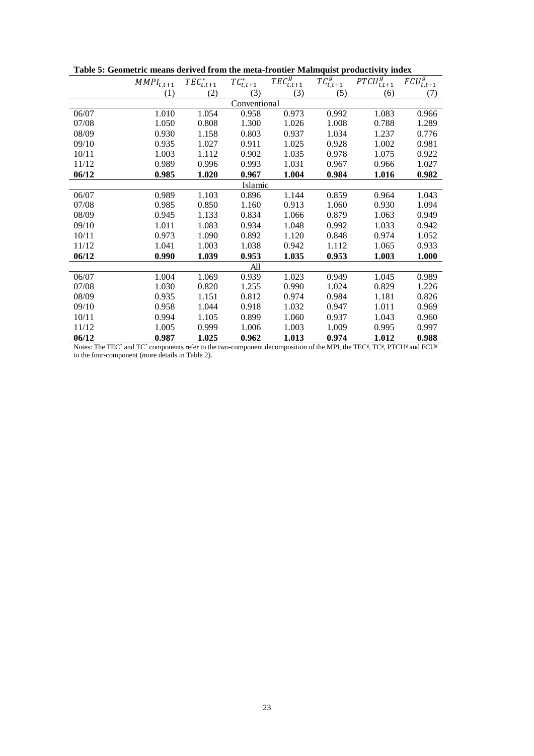**Table 5: Geometric means derived from the meta-frontier Malmquist productivity index**

| | $MMPI_{t,t+1}$ | $TEC^{*}_{t,t+1}$ | $TC^{*}_{t,t+1}$ | $TEC^{g}_{t,t+1}$ | $TC^{g}_{t,t+1}$ | $PTCU^{g}_{t,t+1}$ | $FCU^{g}_{t,t+1}$ |
|---|---|---|---|---|---|---|---|
| | (1) | (2) | (3) | (3) | (5) | (6) | (7) |
| | | | Conventional | | | | |
| 06/07 | 1.010 | 1.054 | 0.958 | 0.973 | 0.992 | 1.083 | 0.966 |
| 07/08 | 1.050 | 0.808 | 1.300 | 1.026 | 1.008 | 0.788 | 1.289 |
| 08/09 | 0.930 | 1.158 | 0.803 | 0.937 | 1.034 | 1.237 | 0.776 |
| 09/10 | 0.935 | 1.027 | 0.911 | 1.025 | 0.928 | 1.002 | 0.981 |
| 10/11 | 1.003 | 1.112 | 0.902 | 1.035 | 0.978 | 1.075 | 0.922 |
| 11/12 | 0.989 | 0.996 | 0.993 | 1.031 | 0.967 | 0.966 | 1.027 |
| **06/12** | **0.985** | **1.020** | **0.967** | **1.004** | **0.984** | **1.016** | **0.982** |
| | | | Islamic | | | | |
| 06/07 | 0.989 | 1.103 | 0.896 | 1.144 | 0.859 | 0.964 | 1.043 |
| 07/08 | 0.985 | 0.850 | 1.160 | 0.913 | 1.060 | 0.930 | 1.094 |
| 08/09 | 0.945 | 1.133 | 0.834 | 1.066 | 0.879 | 1.063 | 0.949 |
| 09/10 | 1.011 | 1.083 | 0.934 | 1.048 | 0.992 | 1.033 | 0.942 |
| 10/11 | 0.973 | 1.090 | 0.892 | 1.120 | 0.848 | 0.974 | 1.052 |
| 11/12 | 1.041 | 1.003 | 1.038 | 0.942 | 1.112 | 1.065 | 0.933 |
| **06/12** | **0.990** | **1.039** | **0.953** | **1.035** | **0.953** | **1.003** | **1.000** |
| | | | All | | | | |
| 06/07 | 1.004 | 1.069 | 0.939 | 1.023 | 0.949 | 1.045 | 0.989 |
| 07/08 | 1.030 | 0.820 | 1.255 | 0.990 | 1.024 | 0.829 | 1.226 |
| 08/09 | 0.935 | 1.151 | 0.812 | 0.974 | 0.984 | 1.181 | 0.826 |
| 09/10 | 0.958 | 1.044 | 0.918 | 1.032 | 0.947 | 1.011 | 0.969 |
| 10/11 | 0.994 | 1.105 | 0.899 | 1.060 | 0.937 | 1.043 | 0.960 |
| 11/12 | 1.005 | 0.999 | 1.006 | 1.003 | 1.009 | 0.995 | 0.997 |
| **06/12** | **0.987** | **1.025** | **0.962** | **1.013** | **0.974** | **1.012** | **0.988** |

Notes: The $TEC^{*}$ and $TC^{*}$ components refer to the two-component decomposition of the MPI, the $TEC^{g}$, $TC^{g}$, $PTCU^{g}$ and $FCU^{g}$ to the four-component (more details in Table 2).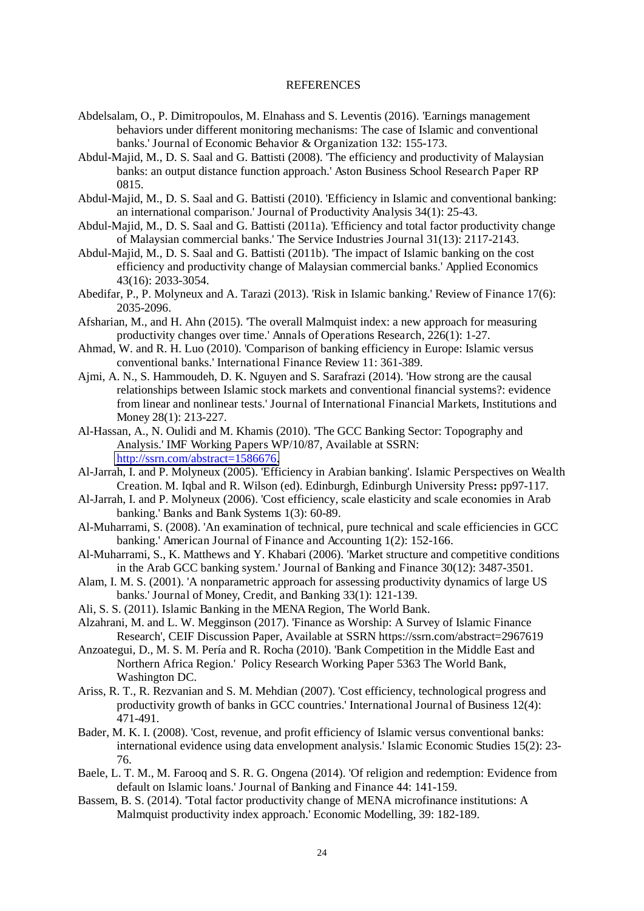## REFERENCES

Abdelsalam, O., P. Dimitropoulos, M. Elnahass and S. Leventis (2016). 'Earnings management behaviors under different monitoring mechanisms: The case of Islamic and conventional banks.' Journal of Economic Behavior & Organization 132: 155-173.

Abdul-Majid, M., D. S. Saal and G. Battisti (2008). 'The efficiency and productivity of Malaysian banks: an output distance function approach.' Aston Business School Research Paper RP 0815.

Abdul-Majid, M., D. S. Saal and G. Battisti (2010). 'Efficiency in Islamic and conventional banking: an international comparison.' Journal of Productivity Analysis 34(1): 25-43.

Abdul-Majid, M., D. S. Saal and G. Battisti (2011a). 'Efficiency and total factor productivity change of Malaysian commercial banks.' The Service Industries Journal 31(13): 2117-2143.

Abdul-Majid, M., D. S. Saal and G. Battisti (2011b). 'The impact of Islamic banking on the cost efficiency and productivity change of Malaysian commercial banks.' Applied Economics 43(16): 2033-3054.

Abedifar, P., P. Molyneux and A. Tarazi (2013). 'Risk in Islamic banking.' Review of Finance 17(6): 2035-2096.

Afsharian, M., and H. Ahn (2015). 'The overall Malmquist index: a new approach for measuring productivity changes over time.' Annals of Operations Research, 226(1): 1-27.

Ahmad, W. and R. H. Luo (2010). 'Comparison of banking efficiency in Europe: Islamic versus conventional banks.' International Finance Review 11: 361-389.

Ajmi, A. N., S. Hammoudeh, D. K. Nguyen and S. Sarafrazi (2014). 'How strong are the causal relationships between Islamic stock markets and conventional financial systems?: evidence from linear and nonlinear tests.' Journal of International Financial Markets, Institutions and Money 28(1): 213-227.

Al-Hassan, A., N. Oulidi and M. Khamis (2010). 'The GCC Banking Sector: Topography and Analysis.' IMF Working Papers WP/10/87, Available at SSRN: http://ssrn.com/abstract=1586676.

Al-Jarrah, I. and P. Molyneux (2005). 'Efficiency in Arabian banking'. Islamic Perspectives on Wealth Creation. M. Iqbal and R. Wilson (ed). Edinburgh, Edinburgh University Press**:** pp97-117.

Al-Jarrah, I. and P. Molyneux (2006). 'Cost efficiency, scale elasticity and scale economies in Arab banking.' Banks and Bank Systems 1(3): 60-89.

Al-Muharrami, S. (2008). 'An examination of technical, pure technical and scale efficiencies in GCC banking.' American Journal of Finance and Accounting 1(2): 152-166.

Al-Muharrami, S., K. Matthews and Y. Khabari (2006). 'Market structure and competitive conditions in the Arab GCC banking system.' Journal of Banking and Finance 30(12): 3487-3501.

Alam, I. M. S. (2001). 'A nonparametric approach for assessing productivity dynamics of large US banks.' Journal of Money, Credit, and Banking 33(1): 121-139.

Ali, S. S. (2011). Islamic Banking in the MENA Region, The World Bank.

Alzahrani, M. and L. W. Megginson (2017). 'Finance as Worship: A Survey of Islamic Finance Research', CEIF Discussion Paper, Available at SSRN https://ssrn.com/abstract=2967619

Anzoategui, D., M. S. M. Pería and R. Rocha (2010). 'Bank Competition in the Middle East and Northern Africa Region.' Policy Research Working Paper 5363 The World Bank, Washington DC.

Ariss, R. T., R. Rezvanian and S. M. Mehdian (2007). 'Cost efficiency, technological progress and productivity growth of banks in GCC countries.' International Journal of Business 12(4): 471-491.

Bader, M. K. I. (2008). 'Cost, revenue, and profit efficiency of Islamic versus conventional banks: international evidence using data envelopment analysis.' Islamic Economic Studies 15(2): 23-76.

Baele, L. T. M., M. Farooq and S. R. G. Ongena (2014). 'Of religion and redemption: Evidence from default on Islamic loans.' Journal of Banking and Finance 44: 141-159.

Bassem, B. S. (2014). 'Total factor productivity change of MENA microfinance institutions: A Malmquist productivity index approach.' Economic Modelling, 39: 182-189.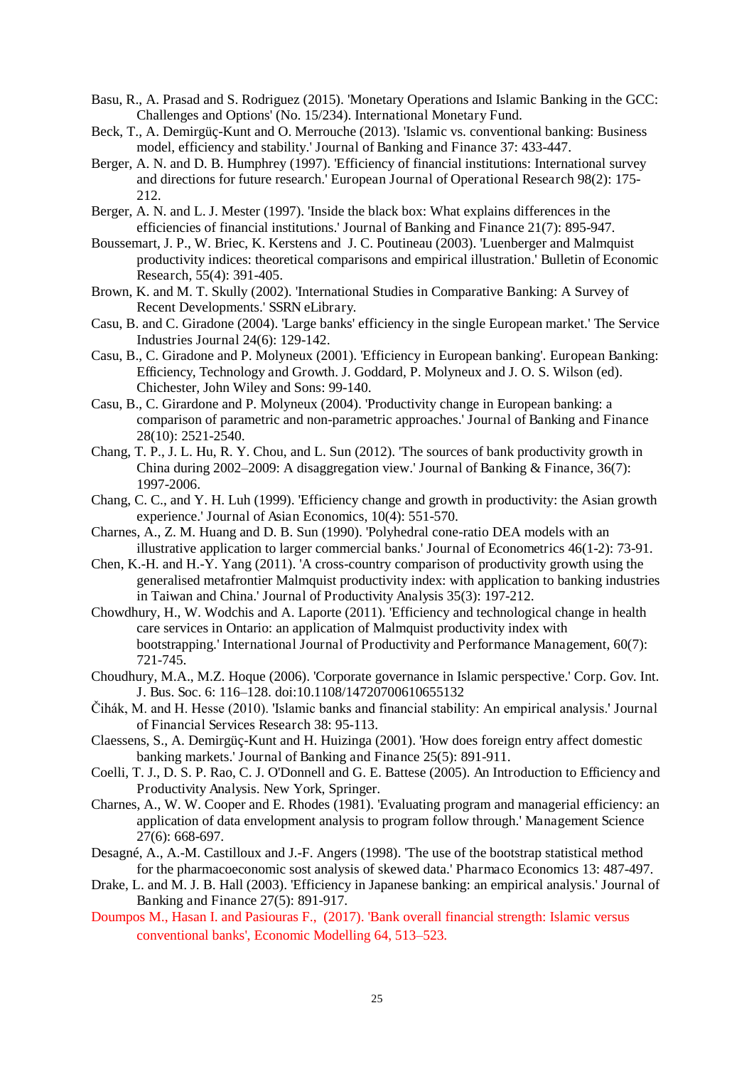Basu, R., A. Prasad and S. Rodriguez (2015). 'Monetary Operations and Islamic Banking in the GCC: Challenges and Options' (No. 15/234). International Monetary Fund.

Beck, T., A. Demirgüç-Kunt and O. Merrouche (2013). 'Islamic vs. conventional banking: Business model, efficiency and stability.' Journal of Banking and Finance 37: 433-447.

Berger, A. N. and D. B. Humphrey (1997). 'Efficiency of financial institutions: International survey and directions for future research.' European Journal of Operational Research 98(2): 175-212.

Berger, A. N. and L. J. Mester (1997). 'Inside the black box: What explains differences in the efficiencies of financial institutions.' Journal of Banking and Finance 21(7): 895-947.

Boussemart, J. P., W. Briec, K. Kerstens and J. C. Poutineau (2003). 'Luenberger and Malmquist productivity indices: theoretical comparisons and empirical illustration.' Bulletin of Economic Research, 55(4): 391-405.

Brown, K. and M. T. Skully (2002). 'International Studies in Comparative Banking: A Survey of Recent Developments.' SSRN eLibrary.

Casu, B. and C. Giradone (2004). 'Large banks' efficiency in the single European market.' The Service Industries Journal 24(6): 129-142.

Casu, B., C. Giradone and P. Molyneux (2001). 'Efficiency in European banking'. European Banking: Efficiency, Technology and Growth. J. Goddard, P. Molyneux and J. O. S. Wilson (ed). Chichester, John Wiley and Sons: 99-140.

Casu, B., C. Girardone and P. Molyneux (2004). 'Productivity change in European banking: a comparison of parametric and non-parametric approaches.' Journal of Banking and Finance 28(10): 2521-2540.

Chang, T. P., J. L. Hu, R. Y. Chou, and L. Sun (2012). 'The sources of bank productivity growth in China during 2002–2009: A disaggregation view.' Journal of Banking & Finance, 36(7): 1997-2006.

Chang, C. C., and Y. H. Luh (1999). 'Efficiency change and growth in productivity: the Asian growth experience.' Journal of Asian Economics, 10(4): 551-570.

Charnes, A., Z. M. Huang and D. B. Sun (1990). 'Polyhedral cone-ratio DEA models with an illustrative application to larger commercial banks.' Journal of Econometrics 46(1-2): 73-91.

Chen, K.-H. and H.-Y. Yang (2011). 'A cross-country comparison of productivity growth using the generalised metafrontier Malmquist productivity index: with application to banking industries in Taiwan and China.' Journal of Productivity Analysis 35(3): 197-212.

Chowdhury, H., W. Wodchis and A. Laporte (2011). 'Efficiency and technological change in health care services in Ontario: an application of Malmquist productivity index with bootstrapping.' International Journal of Productivity and Performance Management, 60(7): 721-745.

Choudhury, M.A., M.Z. Hoque (2006). 'Corporate governance in Islamic perspective.' Corp. Gov. Int. J. Bus. Soc. 6: 116–128. doi:10.1108/14720700610655132

Čihák, M. and H. Hesse (2010). 'Islamic banks and financial stability: An empirical analysis.' Journal of Financial Services Research 38: 95-113.

Claessens, S., A. Demirgüç-Kunt and H. Huizinga (2001). 'How does foreign entry affect domestic banking markets.' Journal of Banking and Finance 25(5): 891-911.

Coelli, T. J., D. S. P. Rao, C. J. O'Donnell and G. E. Battese (2005). An Introduction to Efficiency and Productivity Analysis. New York, Springer.

Charnes, A., W. W. Cooper and E. Rhodes (1981). 'Evaluating program and managerial efficiency: an application of data envelopment analysis to program follow through.' Management Science 27(6): 668-697.

Desagné, A., A.-M. Castilloux and J.-F. Angers (1998). 'The use of the bootstrap statistical method for the pharmacoeconomic sost analysis of skewed data.' Pharmaco Economics 13: 487-497.

Drake, L. and M. J. B. Hall (2003). 'Efficiency in Japanese banking: an empirical analysis.' Journal of Banking and Finance 27(5): 891-917.

Doumpos M., Hasan I. and Pasiouras F., (2017). 'Bank overall financial strength: Islamic versus conventional banks', Economic Modelling 64, 513–523.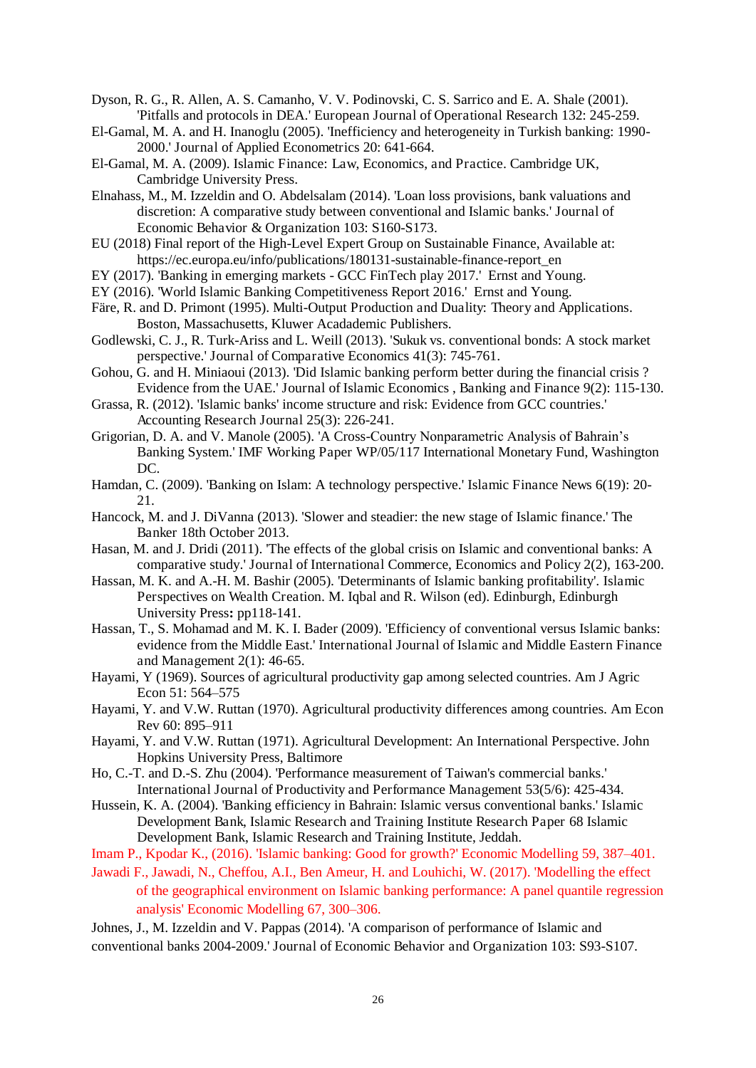Dyson, R. G., R. Allen, A. S. Camanho, V. V. Podinovski, C. S. Sarrico and E. A. Shale (2001). 'Pitfalls and protocols in DEA.' European Journal of Operational Research 132: 245-259.

El-Gamal, M. A. and H. Inanoglu (2005). 'Inefficiency and heterogeneity in Turkish banking: 1990-2000.' Journal of Applied Econometrics 20: 641-664.

El-Gamal, M. A. (2009). Islamic Finance: Law, Economics, and Practice. Cambridge UK, Cambridge University Press.

Elnahass, M., M. Izzeldin and O. Abdelsalam (2014). 'Loan loss provisions, bank valuations and discretion: A comparative study between conventional and Islamic banks.' Journal of Economic Behavior & Organization 103: S160-S173.

EU (2018) Final report of the High-Level Expert Group on Sustainable Finance, Available at: https://ec.europa.eu/info/publications/180131-sustainable-finance-report_en

EY (2017). 'Banking in emerging markets - GCC FinTech play 2017.' Ernst and Young.

EY (2016). 'World Islamic Banking Competitiveness Report 2016.' Ernst and Young.

Färe, R. and D. Primont (1995). Multi-Output Production and Duality: Theory and Applications. Boston, Massachusetts, Kluwer Acadademic Publishers.

Godlewski, C. J., R. Turk-Ariss and L. Weill (2013). 'Sukuk vs. conventional bonds: A stock market perspective.' Journal of Comparative Economics 41(3): 745-761.

Gohou, G. and H. Miniaoui (2013). 'Did Islamic banking perform better during the financial crisis ? Evidence from the UAE.' Journal of Islamic Economics , Banking and Finance 9(2): 115-130.

Grassa, R. (2012). 'Islamic banks' income structure and risk: Evidence from GCC countries.' Accounting Research Journal 25(3): 226-241.

Grigorian, D. A. and V. Manole (2005). 'A Cross-Country Nonparametric Analysis of Bahrain's Banking System.' IMF Working Paper WP/05/117 International Monetary Fund, Washington DC.

Hamdan, C. (2009). 'Banking on Islam: A technology perspective.' Islamic Finance News 6(19): 20-21.

Hancock, M. and J. DiVanna (2013). 'Slower and steadier: the new stage of Islamic finance.' The Banker 18th October 2013.

Hasan, M. and J. Dridi (2011). 'The effects of the global crisis on Islamic and conventional banks: A comparative study.' Journal of International Commerce, Economics and Policy 2(2), 163-200.

Hassan, M. K. and A.-H. M. Bashir (2005). 'Determinants of Islamic banking profitability'. Islamic Perspectives on Wealth Creation. M. Iqbal and R. Wilson (ed). Edinburgh, Edinburgh University Press**:** pp118-141.

Hassan, T., S. Mohamad and M. K. I. Bader (2009). 'Efficiency of conventional versus Islamic banks: evidence from the Middle East.' International Journal of Islamic and Middle Eastern Finance and Management 2(1): 46-65.

Hayami, Y (1969). Sources of agricultural productivity gap among selected countries. Am J Agric Econ 51: 564–575

Hayami, Y. and V.W. Ruttan (1970). Agricultural productivity differences among countries. Am Econ Rev 60: 895–911

Hayami, Y. and V.W. Ruttan (1971). Agricultural Development: An International Perspective. John Hopkins University Press, Baltimore

Ho, C.-T. and D.-S. Zhu (2004). 'Performance measurement of Taiwan's commercial banks.' International Journal of Productivity and Performance Management 53(5/6): 425-434.

Hussein, K. A. (2004). 'Banking efficiency in Bahrain: Islamic versus conventional banks.' Islamic Development Bank, Islamic Research and Training Institute Research Paper 68 Islamic Development Bank, Islamic Research and Training Institute, Jeddah.

Imam P., Kpodar K., (2016). 'Islamic banking: Good for growth?' Economic Modelling 59, 387–401.

Jawadi F., Jawadi, N., Cheffou, A.I., Ben Ameur, H. and Louhichi, W. (2017). 'Modelling the effect of the geographical environment on Islamic banking performance: A panel quantile regression analysis' Economic Modelling 67, 300–306.

Johnes, J., M. Izzeldin and V. Pappas (2014). 'A comparison of performance of Islamic and conventional banks 2004-2009.' Journal of Economic Behavior and Organization 103: S93-S107.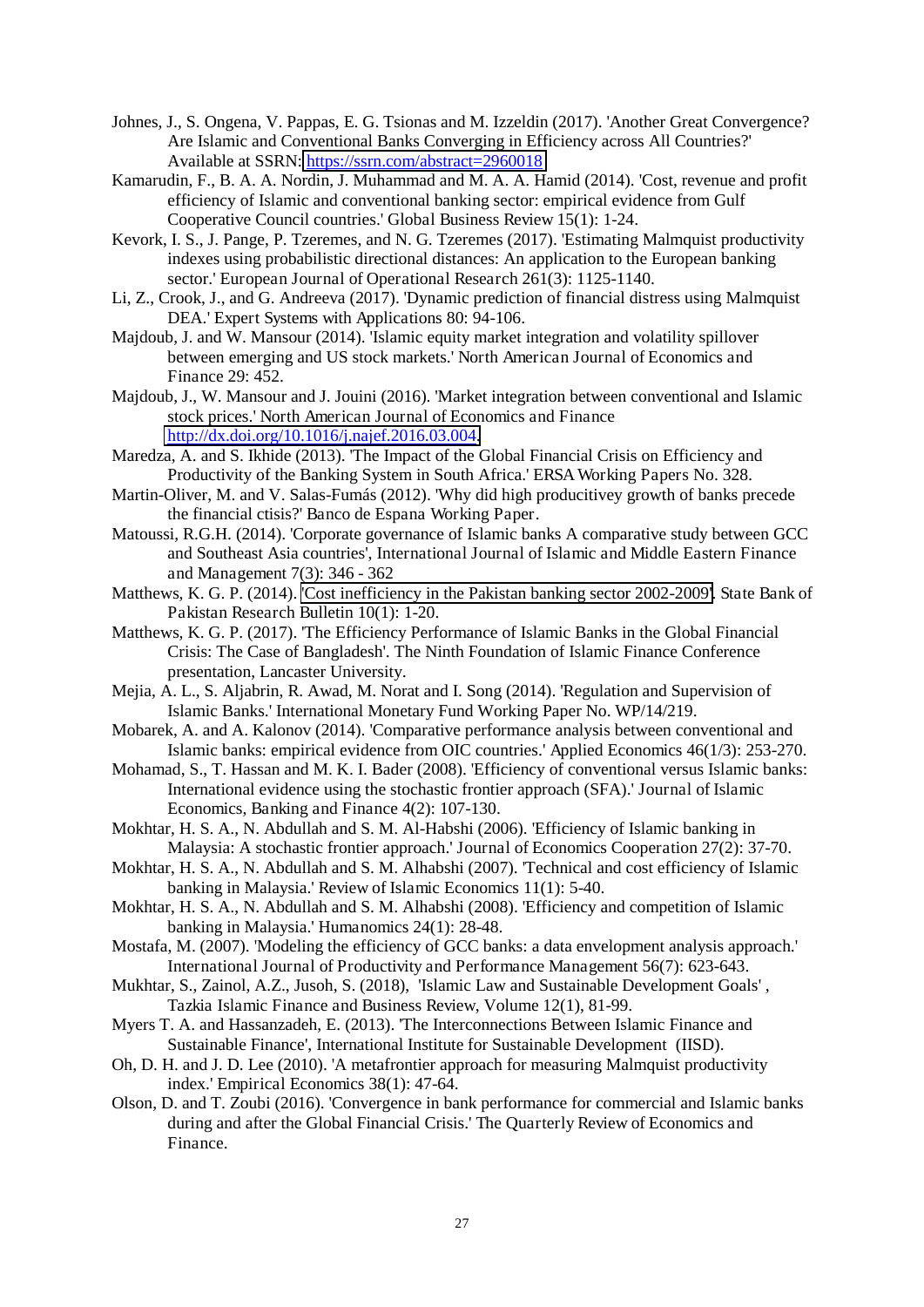Johnes, J., S. Ongena, V. Pappas, E. G. Tsionas and M. Izzeldin (2017). 'Another Great Convergence? Are Islamic and Conventional Banks Converging in Efficiency across All Countries?' Available at SSRN: https://ssrn.com/abstract=2960018

Kamarudin, F., B. A. A. Nordin, J. Muhammad and M. A. A. Hamid (2014). 'Cost, revenue and profit efficiency of Islamic and conventional banking sector: empirical evidence from Gulf Cooperative Council countries.' Global Business Review 15(1): 1-24.

Kevork, I. S., J. Pange, P. Tzeremes, and N. G. Tzeremes (2017). 'Estimating Malmquist productivity indexes using probabilistic directional distances: An application to the European banking sector.' European Journal of Operational Research 261(3): 1125-1140.

Li, Z., Crook, J., and G. Andreeva (2017). 'Dynamic prediction of financial distress using Malmquist DEA.' Expert Systems with Applications 80: 94-106.

Majdoub, J. and W. Mansour (2014). 'Islamic equity market integration and volatility spillover between emerging and US stock markets.' North American Journal of Economics and Finance 29: 452.

Majdoub, J., W. Mansour and J. Jouini (2016). 'Market integration between conventional and Islamic stock prices.' North American Journal of Economics and Finance http://dx.doi.org/10.1016/j.najef.2016.03.004.

Maredza, A. and S. Ikhide (2013). 'The Impact of the Global Financial Crisis on Efficiency and Productivity of the Banking System in South Africa.' ERSA Working Papers No. 328.

Martin-Oliver, M. and V. Salas-Fumás (2012). 'Why did high producitivey growth of banks precede the financial ctisis?' Banco de Espana Working Paper.

Matoussi, R.G.H. (2014). 'Corporate governance of Islamic banks A comparative study between GCC and Southeast Asia countries', International Journal of Islamic and Middle Eastern Finance and Management 7(3): 346 - 362

Matthews, K. G. P. (2014). 'Cost inefficiency in the Pakistan banking sector 2002-2009'. State Bank of Pakistan Research Bulletin 10(1): 1-20.

Matthews, K. G. P. (2017). 'The Efficiency Performance of Islamic Banks in the Global Financial Crisis: The Case of Bangladesh'. The Ninth Foundation of Islamic Finance Conference presentation, Lancaster University.

Mejia, A. L., S. Aljabrin, R. Awad, M. Norat and I. Song (2014). 'Regulation and Supervision of Islamic Banks.' International Monetary Fund Working Paper No. WP/14/219.

Mobarek, A. and A. Kalonov (2014). 'Comparative performance analysis between conventional and Islamic banks: empirical evidence from OIC countries.' Applied Economics 46(1/3): 253-270.

Mohamad, S., T. Hassan and M. K. I. Bader (2008). 'Efficiency of conventional versus Islamic banks: International evidence using the stochastic frontier approach (SFA).' Journal of Islamic Economics, Banking and Finance 4(2): 107-130.

Mokhtar, H. S. A., N. Abdullah and S. M. Al-Habshi (2006). 'Efficiency of Islamic banking in Malaysia: A stochastic frontier approach.' Journal of Economics Cooperation 27(2): 37-70.

Mokhtar, H. S. A., N. Abdullah and S. M. Alhabshi (2007). 'Technical and cost efficiency of Islamic banking in Malaysia.' Review of Islamic Economics 11(1): 5-40.

Mokhtar, H. S. A., N. Abdullah and S. M. Alhabshi (2008). 'Efficiency and competition of Islamic banking in Malaysia.' Humanomics 24(1): 28-48.

Mostafa, M. (2007). 'Modeling the efficiency of GCC banks: a data envelopment analysis approach.' International Journal of Productivity and Performance Management 56(7): 623-643.

Mukhtar, S., Zainol, A.Z., Jusoh, S. (2018), 'Islamic Law and Sustainable Development Goals' , Tazkia Islamic Finance and Business Review, Volume 12(1), 81-99.

Myers T. A. and Hassanzadeh, E. (2013). 'The Interconnections Between Islamic Finance and Sustainable Finance', International Institute for Sustainable Development (IISD).

Oh, D. H. and J. D. Lee (2010). 'A metafrontier approach for measuring Malmquist productivity index.' Empirical Economics 38(1): 47-64.

Olson, D. and T. Zoubi (2016). 'Convergence in bank performance for commercial and Islamic banks during and after the Global Financial Crisis.' The Quarterly Review of Economics and Finance.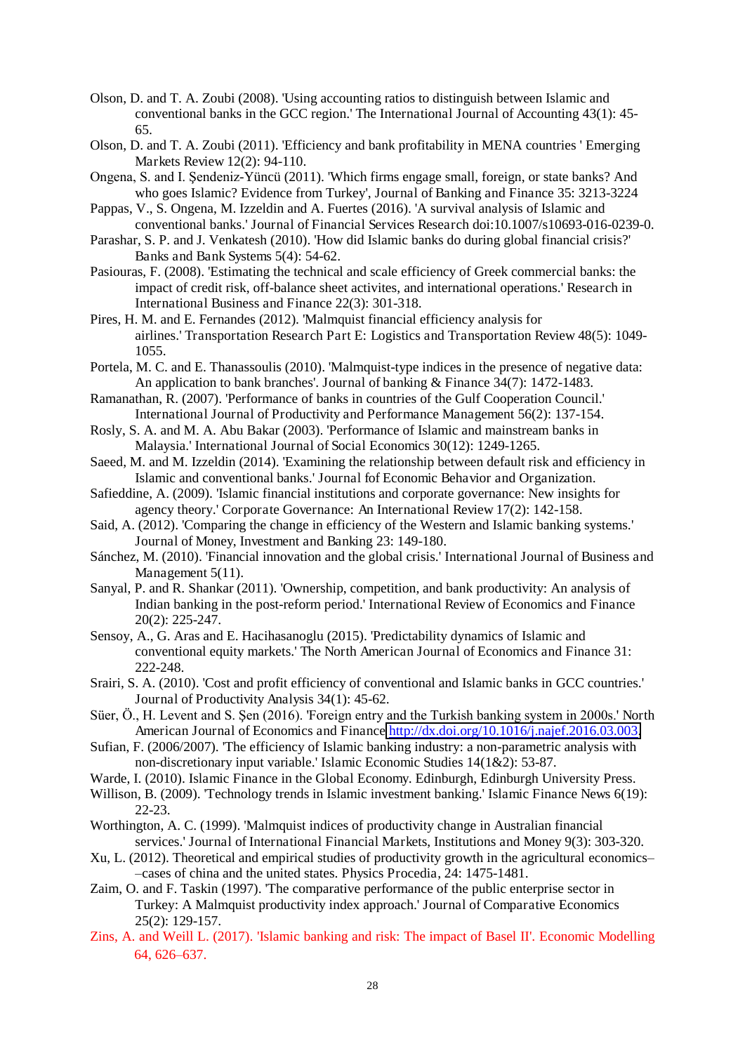Olson, D. and T. A. Zoubi (2008). 'Using accounting ratios to distinguish between Islamic and conventional banks in the GCC region.' The International Journal of Accounting 43(1): 45-65.

Olson, D. and T. A. Zoubi (2011). 'Efficiency and bank profitability in MENA countries ' Emerging Markets Review 12(2): 94-110.

Ongena, S. and I. Şendeniz-Yüncü (2011). 'Which firms engage small, foreign, or state banks? And who goes Islamic? Evidence from Turkey', Journal of Banking and Finance 35: 3213-3224

Pappas, V., S. Ongena, M. Izzeldin and A. Fuertes (2016). 'A survival analysis of Islamic and conventional banks.' Journal of Financial Services Research doi:10.1007/s10693-016-0239-0.

Parashar, S. P. and J. Venkatesh (2010). 'How did Islamic banks do during global financial crisis?' Banks and Bank Systems 5(4): 54-62.

Pasiouras, F. (2008). 'Estimating the technical and scale efficiency of Greek commercial banks: the impact of credit risk, off-balance sheet activites, and international operations.' Research in International Business and Finance 22(3): 301-318.

Pires, H. M. and E. Fernandes (2012). 'Malmquist financial efficiency analysis for airlines.' Transportation Research Part E: Logistics and Transportation Review 48(5): 1049-1055.

Portela, M. C. and E. Thanassoulis (2010). 'Malmquist-type indices in the presence of negative data: An application to bank branches'. Journal of banking & Finance 34(7): 1472-1483.

Ramanathan, R. (2007). 'Performance of banks in countries of the Gulf Cooperation Council.' International Journal of Productivity and Performance Management 56(2): 137-154.

Rosly, S. A. and M. A. Abu Bakar (2003). 'Performance of Islamic and mainstream banks in Malaysia.' International Journal of Social Economics 30(12): 1249-1265.

Saeed, M. and M. Izzeldin (2014). 'Examining the relationship between default risk and efficiency in Islamic and conventional banks.' Journal fof Economic Behavior and Organization.

Safieddine, A. (2009). 'Islamic financial institutions and corporate governance: New insights for agency theory.' Corporate Governance: An International Review 17(2): 142-158.

Said, A. (2012). 'Comparing the change in efficiency of the Western and Islamic banking systems.' Journal of Money, Investment and Banking 23: 149-180.

Sánchez, M. (2010). 'Financial innovation and the global crisis.' International Journal of Business and Management 5(11).

Sanyal, P. and R. Shankar (2011). 'Ownership, competition, and bank productivity: An analysis of Indian banking in the post-reform period.' International Review of Economics and Finance 20(2): 225-247.

Sensoy, A., G. Aras and E. Hacihasanoglu (2015). 'Predictability dynamics of Islamic and conventional equity markets.' The North American Journal of Economics and Finance 31: 222-248.

Srairi, S. A. (2010). 'Cost and profit efficiency of conventional and Islamic banks in GCC countries.' Journal of Productivity Analysis 34(1): 45-62.

Süer, Ö., H. Levent and S. Şen (2016). 'Foreign entry and the Turkish banking system in 2000s.' North American Journal of Economics and Finance http://dx.doi.org/10.1016/j.najef.2016.03.003.

Sufian, F. (2006/2007). 'The efficiency of Islamic banking industry: a non-parametric analysis with non-discretionary input variable.' Islamic Economic Studies 14(1&2): 53-87.

Warde, I. (2010). Islamic Finance in the Global Economy. Edinburgh, Edinburgh University Press.

Willison, B. (2009). 'Technology trends in Islamic investment banking.' Islamic Finance News 6(19): 22-23.

Worthington, A. C. (1999). 'Malmquist indices of productivity change in Australian financial services.' Journal of International Financial Markets, Institutions and Money 9(3): 303-320.

Xu, L. (2012). Theoretical and empirical studies of productivity growth in the agricultural economics––cases of china and the united states. Physics Procedia, 24: 1475-1481.

Zaim, O. and F. Taskin (1997). 'The comparative performance of the public enterprise sector in Turkey: A Malmquist productivity index approach.' Journal of Comparative Economics 25(2): 129-157.

Zins, A. and Weill L. (2017). 'Islamic banking and risk: The impact of Basel II'. Economic Modelling 64, 626–637.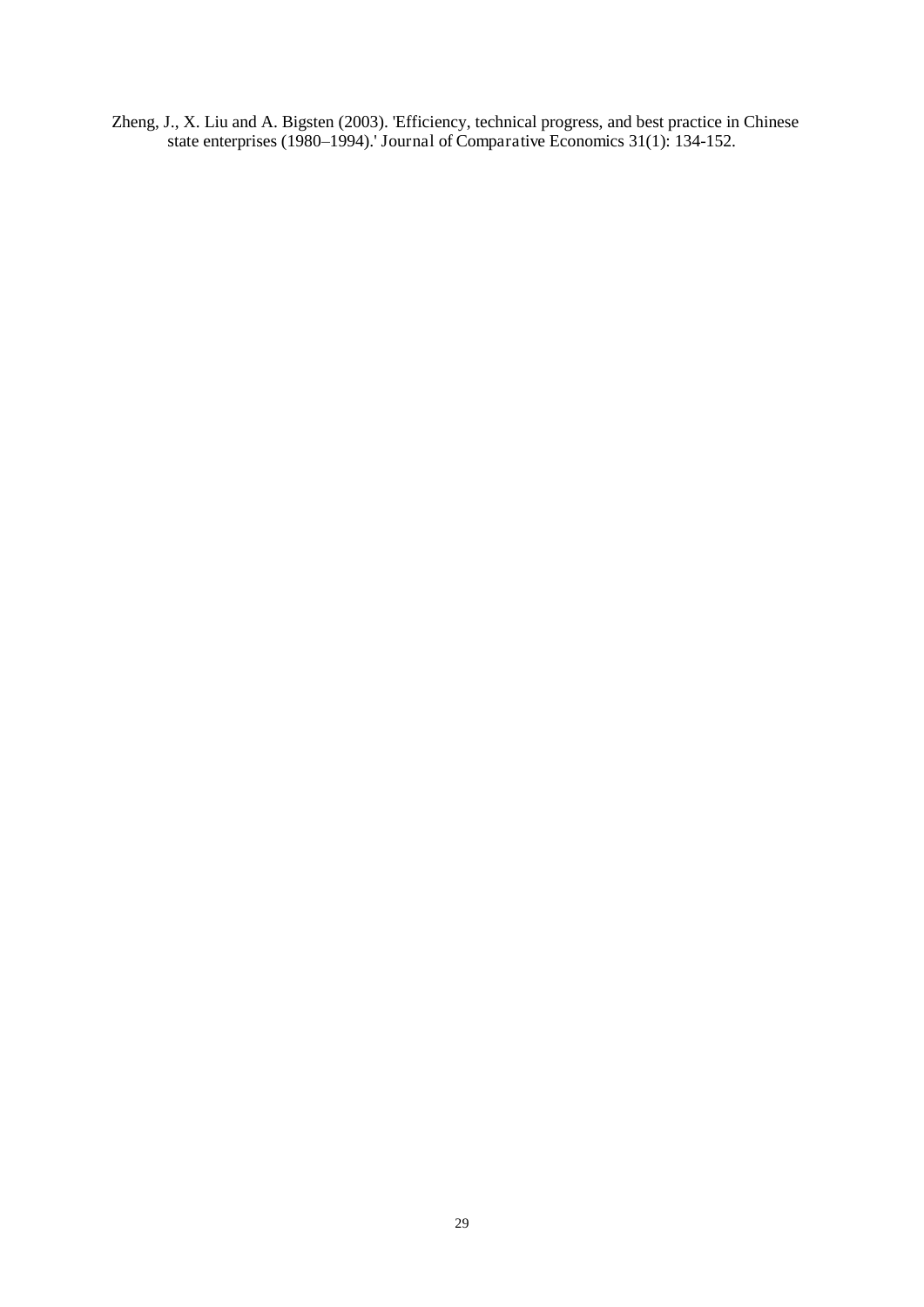Zheng, J., X. Liu and A. Bigsten (2003). 'Efficiency, technical progress, and best practice in Chinese state enterprises (1980–1994).' Journal of Comparative Economics 31(1): 134-152.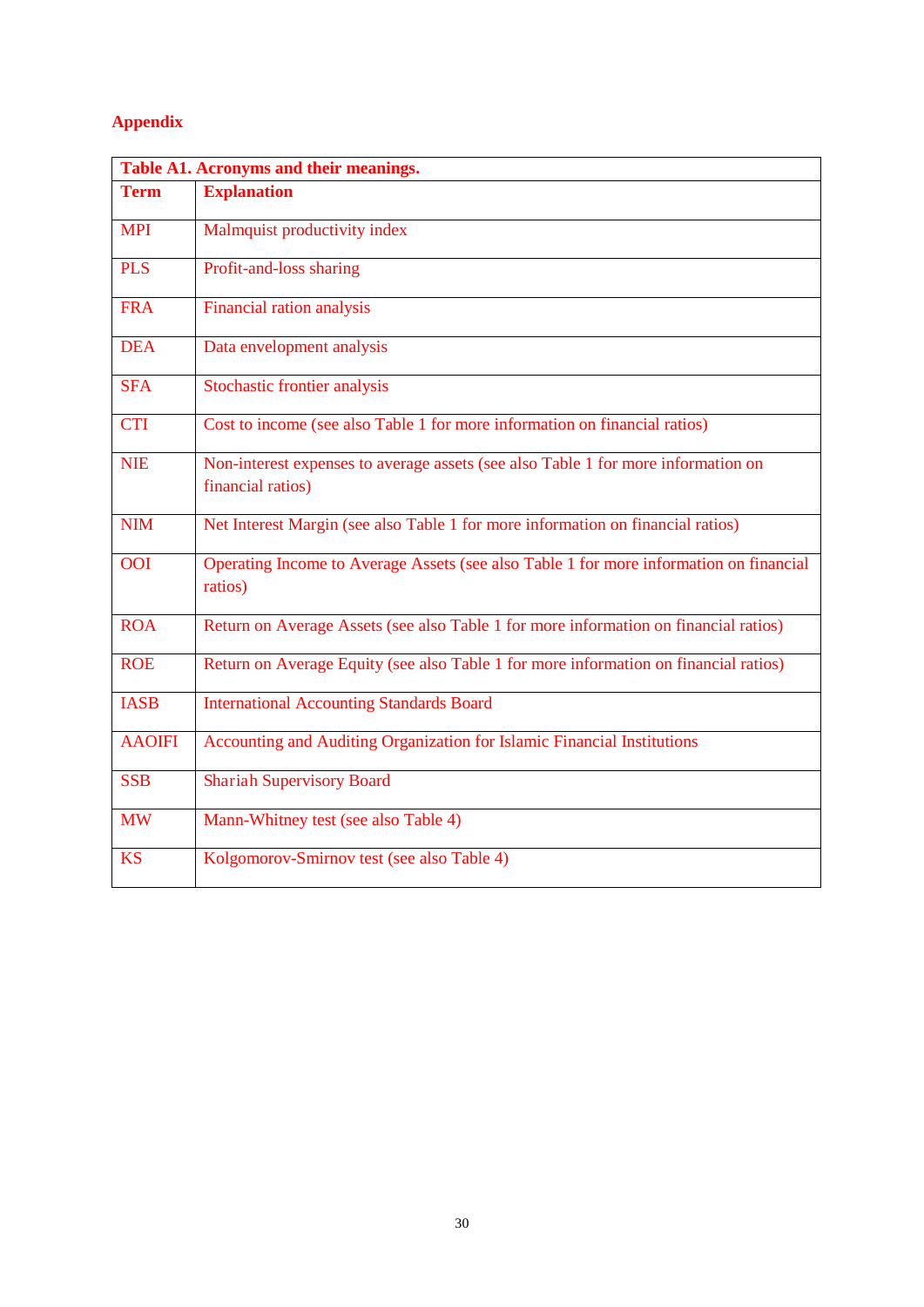**Appendix**

| Table A1. Acronyms and their meanings. | |
|---|---|
| **Term** | **Explanation** |
| MPI | Malmquist productivity index |
| PLS | Profit-and-loss sharing |
| FRA | Financial ration analysis |
| DEA | Data envelopment analysis |
| SFA | Stochastic frontier analysis |
| CTI | Cost to income (see also Table 1 for more information on financial ratios) |
| NIE | Non-interest expenses to average assets (see also Table 1 for more information on financial ratios) |
| NIM | Net Interest Margin (see also Table 1 for more information on financial ratios) |
| OOI | Operating Income to Average Assets (see also Table 1 for more information on financial ratios) |
| ROA | Return on Average Assets (see also Table 1 for more information on financial ratios) |
| ROE | Return on Average Equity (see also Table 1 for more information on financial ratios) |
| IASB | International Accounting Standards Board |
| AAOIFI | Accounting and Auditing Organization for Islamic Financial Institutions |
| SSB | Shariah Supervisory Board |
| MW | Mann-Whitney test (see also Table 4) |
| KS | Kolgomorov-Smirnov test (see also Table 4) |